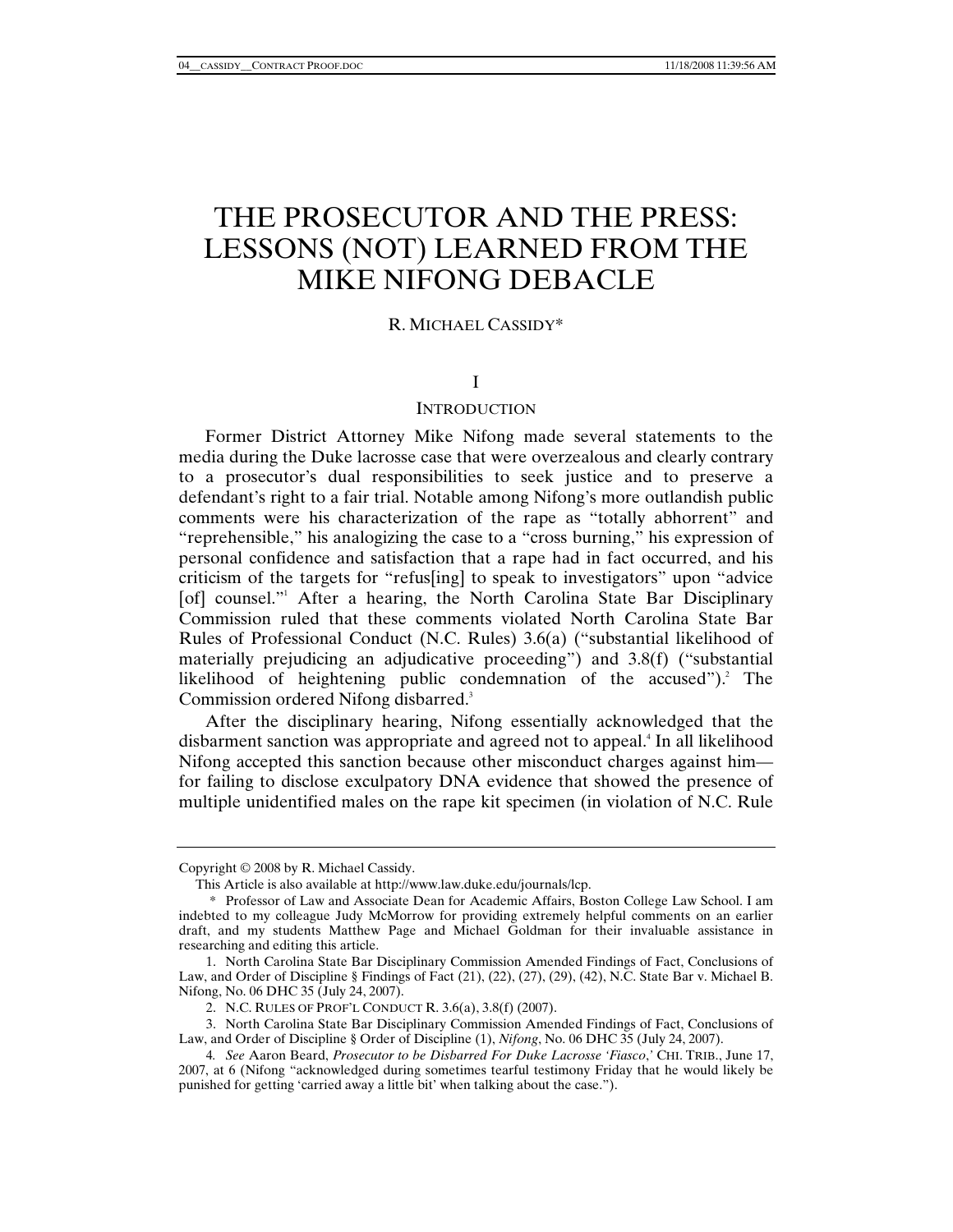# THE PROSECUTOR AND THE PRESS: LESSONS (NOT) LEARNED FROM THE MIKE NIFONG DEBACLE

R. MICHAEL CASSIDY*

## I

## INTRODUCTION

Former District Attorney Mike Nifong made several statements to the media during the Duke lacrosse case that were overzealous and clearly contrary to a prosecutor's dual responsibilities to seek justice and to preserve a defendant's right to a fair trial. Notable among Nifong's more outlandish public comments were his characterization of the rape as "totally abhorrent" and "reprehensible," his analogizing the case to a "cross burning," his expression of personal confidence and satisfaction that a rape had in fact occurred, and his criticism of the targets for "refus[ing] to speak to investigators" upon "advice [of] counsel."[1] After a hearing, the North Carolina State Bar Disciplinary Commission ruled that these comments violated North Carolina State Bar Rules of Professional Conduct (N.C. Rules) 3.6(a) ("substantial likelihood of materially prejudicing an adjudicative proceeding") and 3.8(f) ("substantial likelihood of heightening public condemnation of the accused").[2] The Commission ordered Nifong disbarred.[3]

After the disciplinary hearing, Nifong essentially acknowledged that the disbarment sanction was appropriate and agreed not to appeal.[4] In all likelihood Nifong accepted this sanction because other misconduct charges against him—for failing to disclose exculpatory DNA evidence that showed the presence of multiple unidentified males on the rape kit specimen (in violation of N.C. Rule

---

Copyright © 2008 by R. Michael Cassidy.

This Article is also available at http://www.law.duke.edu/journals/lcp.

\* Professor of Law and Associate Dean for Academic Affairs, Boston College Law School. I am indebted to my colleague Judy McMorrow for providing extremely helpful comments on an earlier draft, and my students Matthew Page and Michael Goldman for their invaluable assistance in researching and editing this article.

1. North Carolina State Bar Disciplinary Commission Amended Findings of Fact, Conclusions of Law, and Order of Discipline § Findings of Fact (21), (22), (27), (29), (42), N.C. State Bar v. Michael B. Nifong, No. 06 DHC 35 (July 24, 2007).

2. N.C. RULES OF PROF'L CONDUCT R. 3.6(a), 3.8(f) (2007).

3. North Carolina State Bar Disciplinary Commission Amended Findings of Fact, Conclusions of Law, and Order of Discipline § Order of Discipline (1), *Nifong*, No. 06 DHC 35 (July 24, 2007).

4. *See* Aaron Beard, *Prosecutor to be Disbarred For Duke Lacrosse 'Fiasco*,' CHI. TRIB., June 17, 2007, at 6 (Nifong "acknowledged during sometimes tearful testimony Friday that he would likely be punished for getting 'carried away a little bit' when talking about the case.").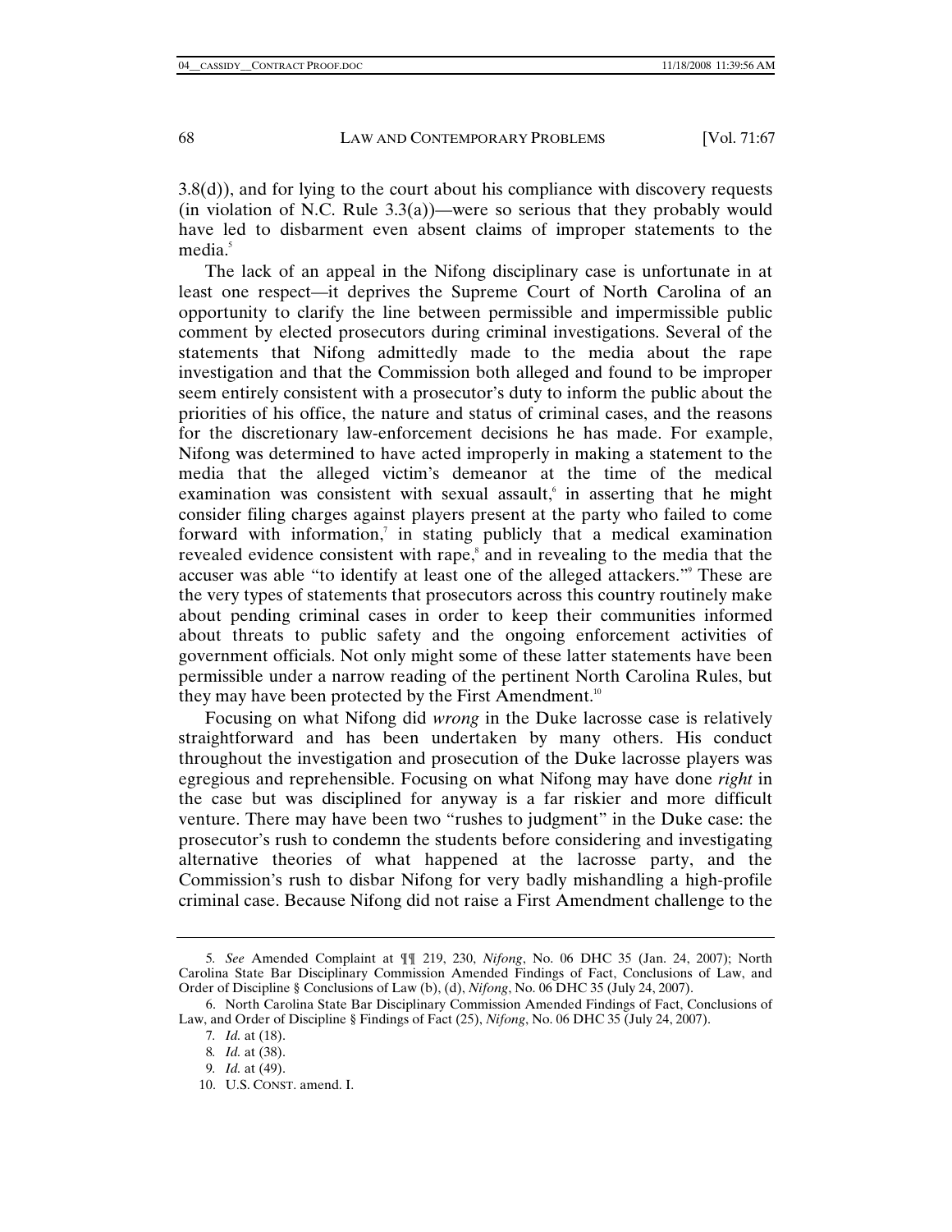3.8(d)), and for lying to the court about his compliance with discovery requests (in violation of N.C. Rule 3.3(a))—were so serious that they probably would have led to disbarment even absent claims of improper statements to the media.[5]

The lack of an appeal in the Nifong disciplinary case is unfortunate in at least one respect—it deprives the Supreme Court of North Carolina of an opportunity to clarify the line between permissible and impermissible public comment by elected prosecutors during criminal investigations. Several of the statements that Nifong admittedly made to the media about the rape investigation and that the Commission both alleged and found to be improper seem entirely consistent with a prosecutor's duty to inform the public about the priorities of his office, the nature and status of criminal cases, and the reasons for the discretionary law-enforcement decisions he has made. For example, Nifong was determined to have acted improperly in making a statement to the media that the alleged victim's demeanor at the time of the medical examination was consistent with sexual assault,[6] in asserting that he might consider filing charges against players present at the party who failed to come forward with information,[7] in stating publicly that a medical examination revealed evidence consistent with rape,[8] and in revealing to the media that the accuser was able "to identify at least one of the alleged attackers."[9] These are the very types of statements that prosecutors across this country routinely make about pending criminal cases in order to keep their communities informed about threats to public safety and the ongoing enforcement activities of government officials. Not only might some of these latter statements have been permissible under a narrow reading of the pertinent North Carolina Rules, but they may have been protected by the First Amendment.[10]

Focusing on what Nifong did *wrong* in the Duke lacrosse case is relatively straightforward and has been undertaken by many others. His conduct throughout the investigation and prosecution of the Duke lacrosse players was egregious and reprehensible. Focusing on what Nifong may have done *right* in the case but was disciplined for anyway is a far riskier and more difficult venture. There may have been two "rushes to judgment" in the Duke case: the prosecutor's rush to condemn the students before considering and investigating alternative theories of what happened at the lacrosse party, and the Commission's rush to disbar Nifong for very badly mishandling a high-profile criminal case. Because Nifong did not raise a First Amendment challenge to the

---

5. *See* Amended Complaint at ¶¶ 219, 230, *Nifong*, No. 06 DHC 35 (Jan. 24, 2007); North Carolina State Bar Disciplinary Commission Amended Findings of Fact, Conclusions of Law, and Order of Discipline § Conclusions of Law (b), (d), *Nifong*, No. 06 DHC 35 (July 24, 2007).

6. North Carolina State Bar Disciplinary Commission Amended Findings of Fact, Conclusions of Law, and Order of Discipline § Findings of Fact (25), *Nifong*, No. 06 DHC 35 (July 24, 2007).

7. *Id.* at (18).

8. *Id.* at (38).

9. *Id.* at (49).

10. U.S. CONST. amend. I.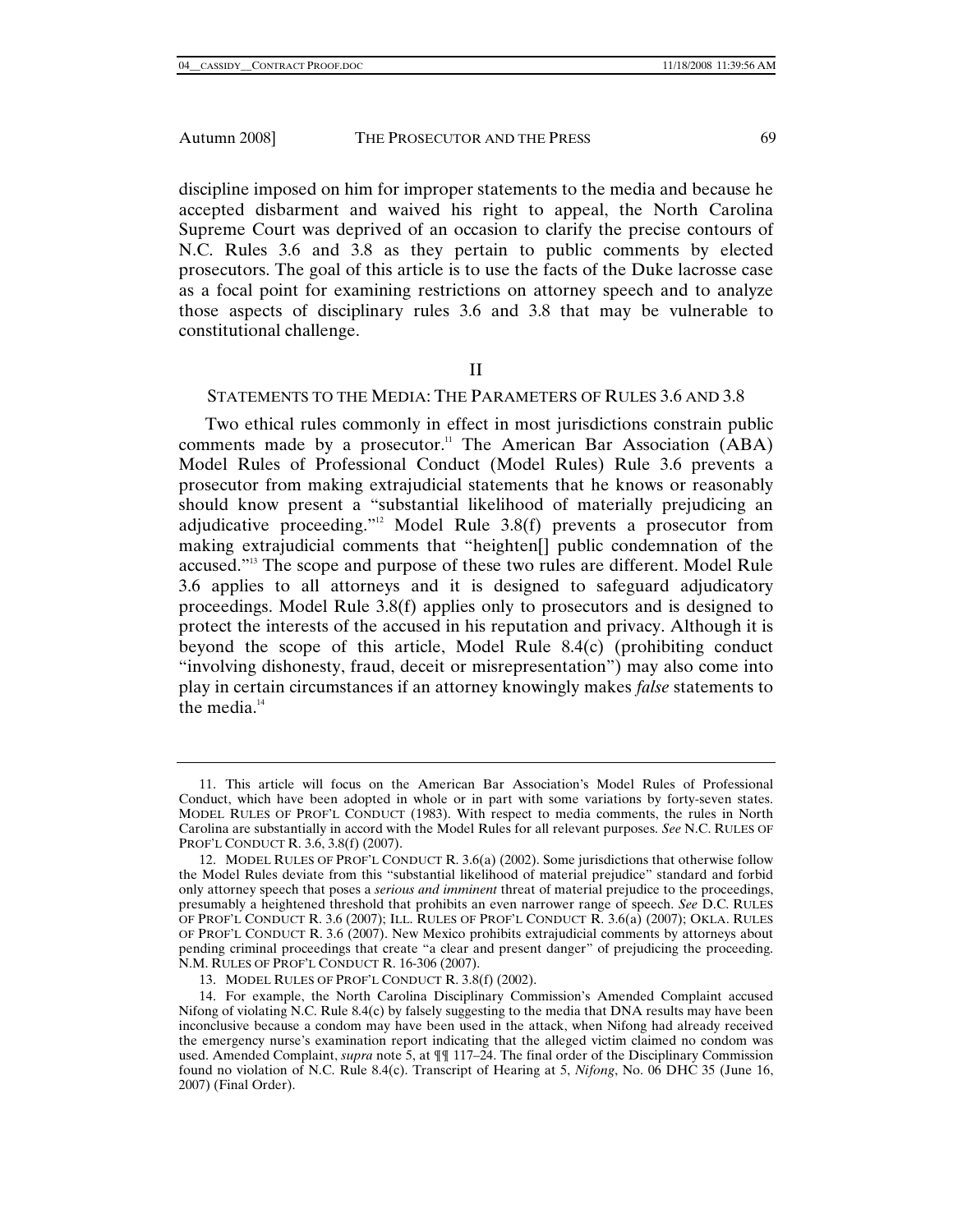discipline imposed on him for improper statements to the media and because he accepted disbarment and waived his right to appeal, the North Carolina Supreme Court was deprived of an occasion to clarify the precise contours of N.C. Rules 3.6 and 3.8 as they pertain to public comments by elected prosecutors. The goal of this article is to use the facts of the Duke lacrosse case as a focal point for examining restrictions on attorney speech and to analyze those aspects of disciplinary rules 3.6 and 3.8 that may be vulnerable to constitutional challenge.

## II

### STATEMENTS TO THE MEDIA: THE PARAMETERS OF RULES 3.6 AND 3.8

Two ethical rules commonly in effect in most jurisdictions constrain public comments made by a prosecutor.[11] The American Bar Association (ABA) Model Rules of Professional Conduct (Model Rules) Rule 3.6 prevents a prosecutor from making extrajudicial statements that he knows or reasonably should know present a "substantial likelihood of materially prejudicing an adjudicative proceeding."[12] Model Rule 3.8(f) prevents a prosecutor from making extrajudicial comments that "heighten[] public condemnation of the accused."[13] The scope and purpose of these two rules are different. Model Rule 3.6 applies to all attorneys and it is designed to safeguard adjudicatory proceedings. Model Rule 3.8(f) applies only to prosecutors and is designed to protect the interests of the accused in his reputation and privacy. Although it is beyond the scope of this article, Model Rule 8.4(c) (prohibiting conduct "involving dishonesty, fraud, deceit or misrepresentation") may also come into play in certain circumstances if an attorney knowingly makes *false* statements to the media.[14]

---

11. This article will focus on the American Bar Association's Model Rules of Professional Conduct, which have been adopted in whole or in part with some variations by forty-seven states. MODEL RULES OF PROF'L CONDUCT (1983). With respect to media comments, the rules in North Carolina are substantially in accord with the Model Rules for all relevant purposes. *See* N.C. RULES OF PROF'L CONDUCT R. 3.6, 3.8(f) (2007).

12. MODEL RULES OF PROF'L CONDUCT R. 3.6(a) (2002). Some jurisdictions that otherwise follow the Model Rules deviate from this "substantial likelihood of material prejudice" standard and forbid only attorney speech that poses a *serious and imminent* threat of material prejudice to the proceedings, presumably a heightened threshold that prohibits an even narrower range of speech. *See* D.C. RULES OF PROF'L CONDUCT R. 3.6 (2007); ILL. RULES OF PROF'L CONDUCT R. 3.6(a) (2007); OKLA. RULES OF PROF'L CONDUCT R. 3.6 (2007). New Mexico prohibits extrajudicial comments by attorneys about pending criminal proceedings that create "a clear and present danger" of prejudicing the proceeding. N.M. RULES OF PROF'L CONDUCT R. 16-306 (2007).

13. MODEL RULES OF PROF'L CONDUCT R. 3.8(f) (2002).

14. For example, the North Carolina Disciplinary Commission's Amended Complaint accused Nifong of violating N.C. Rule 8.4(c) by falsely suggesting to the media that DNA results may have been inconclusive because a condom may have been used in the attack, when Nifong had already received the emergency nurse's examination report indicating that the alleged victim claimed no condom was used. Amended Complaint, *supra* note 5, at ¶¶ 117–24. The final order of the Disciplinary Commission found no violation of N.C. Rule 8.4(c). Transcript of Hearing at 5, *Nifong*, No. 06 DHC 35 (June 16, 2007) (Final Order).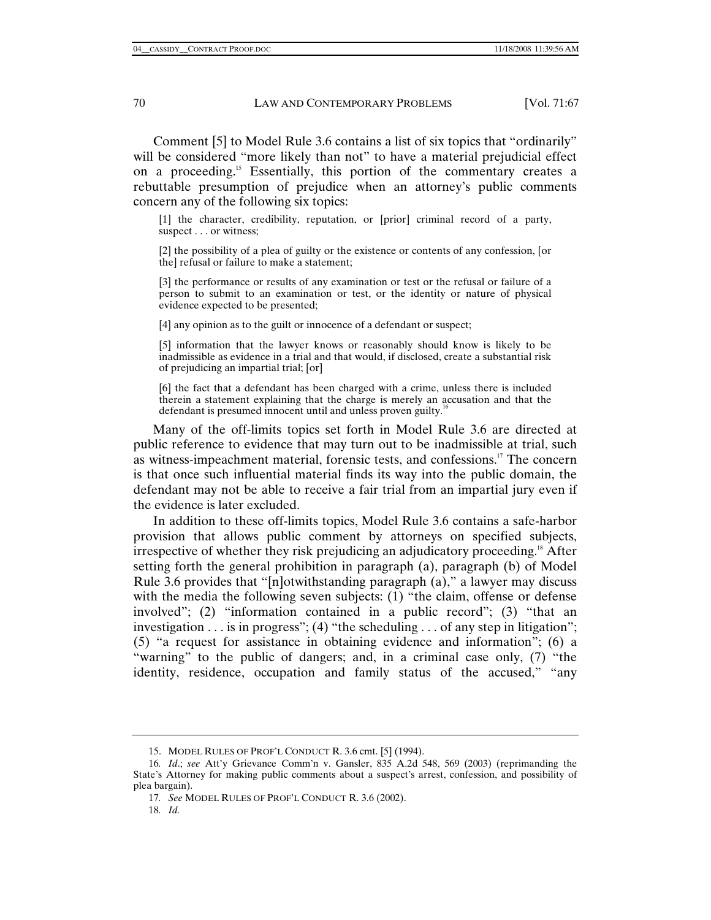Comment [5] to Model Rule 3.6 contains a list of six topics that "ordinarily" will be considered "more likely than not" to have a material prejudicial effect on a proceeding.[15] Essentially, this portion of the commentary creates a rebuttable presumption of prejudice when an attorney's public comments concern any of the following six topics:

> [1] the character, credibility, reputation, or [prior] criminal record of a party, suspect . . . or witness;
>
> [2] the possibility of a plea of guilty or the existence or contents of any confession, [or the] refusal or failure to make a statement;
>
> [3] the performance or results of any examination or test or the refusal or failure of a person to submit to an examination or test, or the identity or nature of physical evidence expected to be presented;
>
> [4] any opinion as to the guilt or innocence of a defendant or suspect;
>
> [5] information that the lawyer knows or reasonably should know is likely to be inadmissible as evidence in a trial and that would, if disclosed, create a substantial risk of prejudicing an impartial trial; [or]
>
> [6] the fact that a defendant has been charged with a crime, unless there is included therein a statement explaining that the charge is merely an accusation and that the defendant is presumed innocent until and unless proven guilty.[16]

Many of the off-limits topics set forth in Model Rule 3.6 are directed at public reference to evidence that may turn out to be inadmissible at trial, such as witness-impeachment material, forensic tests, and confessions.[17] The concern is that once such influential material finds its way into the public domain, the defendant may not be able to receive a fair trial from an impartial jury even if the evidence is later excluded.

In addition to these off-limits topics, Model Rule 3.6 contains a safe-harbor provision that allows public comment by attorneys on specified subjects, irrespective of whether they risk prejudicing an adjudicatory proceeding.[18] After setting forth the general prohibition in paragraph (a), paragraph (b) of Model Rule 3.6 provides that "[n]otwithstanding paragraph (a)," a lawyer may discuss with the media the following seven subjects: (1) "the claim, offense or defense involved"; (2) "information contained in a public record"; (3) "that an investigation . . . is in progress"; (4) "the scheduling . . . of any step in litigation"; (5) "a request for assistance in obtaining evidence and information"; (6) a "warning" to the public of dangers; and, in a criminal case only, (7) "the identity, residence, occupation and family status of the accused," "any

---

15. MODEL RULES OF PROF'L CONDUCT R. 3.6 cmt. [5] (1994).

16. *Id.*; *see* Att'y Grievance Comm'n v. Gansler, 835 A.2d 548, 569 (2003) (reprimanding the State's Attorney for making public comments about a suspect's arrest, confession, and possibility of plea bargain).

17. *See* MODEL RULES OF PROF'L CONDUCT R. 3.6 (2002).

18. *Id.*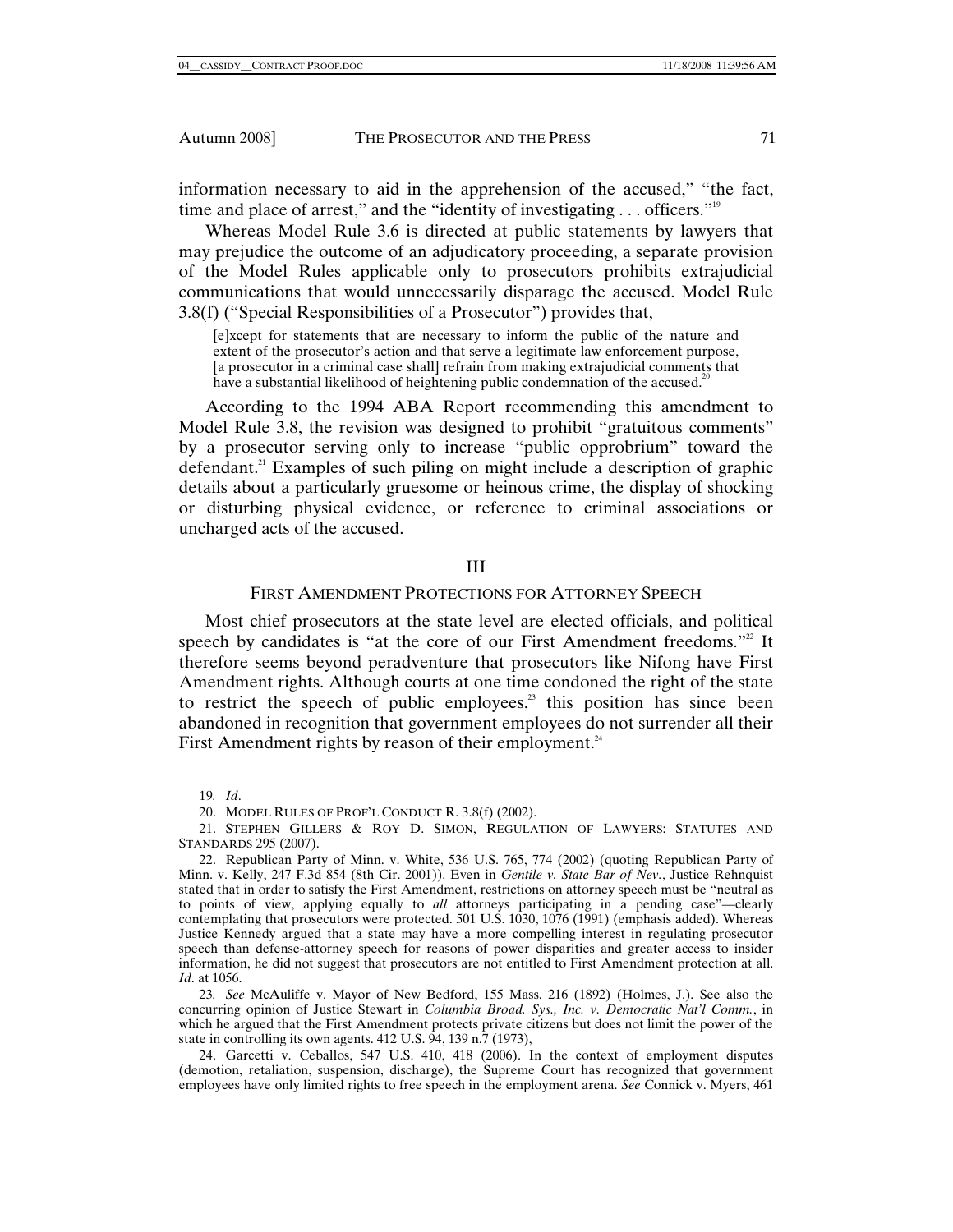information necessary to aid in the apprehension of the accused," "the fact, time and place of arrest," and the "identity of investigating . . . officers."[19]

Whereas Model Rule 3.6 is directed at public statements by lawyers that may prejudice the outcome of an adjudicatory proceeding, a separate provision of the Model Rules applicable only to prosecutors prohibits extrajudicial communications that would unnecessarily disparage the accused. Model Rule 3.8(f) ("Special Responsibilities of a Prosecutor") provides that,

> [e]xcept for statements that are necessary to inform the public of the nature and extent of the prosecutor's action and that serve a legitimate law enforcement purpose, [a prosecutor in a criminal case shall] refrain from making extrajudicial comments that have a substantial likelihood of heightening public condemnation of the accused.[20]

According to the 1994 ABA Report recommending this amendment to Model Rule 3.8, the revision was designed to prohibit "gratuitous comments" by a prosecutor serving only to increase "public opprobrium" toward the defendant.[21] Examples of such piling on might include a description of graphic details about a particularly gruesome or heinous crime, the display of shocking or disturbing physical evidence, or reference to criminal associations or uncharged acts of the accused.

## III

## FIRST AMENDMENT PROTECTIONS FOR ATTORNEY SPEECH

Most chief prosecutors at the state level are elected officials, and political speech by candidates is "at the core of our First Amendment freedoms."[22] It therefore seems beyond peradventure that prosecutors like Nifong have First Amendment rights. Although courts at one time condoned the right of the state to restrict the speech of public employees,[23] this position has since been abandoned in recognition that government employees do not surrender all their First Amendment rights by reason of their employment.[24]

---

19. *Id*.

20. MODEL RULES OF PROF'L CONDUCT R. 3.8(f) (2002).

21. STEPHEN GILLERS & ROY D. SIMON, REGULATION OF LAWYERS: STATUTES AND STANDARDS 295 (2007).

22. Republican Party of Minn. v. White, 536 U.S. 765, 774 (2002) (quoting Republican Party of Minn. v. Kelly, 247 F.3d 854 (8th Cir. 2001)). Even in *Gentile v. State Bar of Nev.*, Justice Rehnquist stated that in order to satisfy the First Amendment, restrictions on attorney speech must be "neutral as to points of view, applying equally to *all* attorneys participating in a pending case"—clearly contemplating that prosecutors were protected. 501 U.S. 1030, 1076 (1991) (emphasis added). Whereas Justice Kennedy argued that a state may have a more compelling interest in regulating prosecutor speech than defense-attorney speech for reasons of power disparities and greater access to insider information, he did not suggest that prosecutors are not entitled to First Amendment protection at all. *Id*. at 1056.

23. *See* McAuliffe v. Mayor of New Bedford, 155 Mass. 216 (1892) (Holmes, J.). See also the concurring opinion of Justice Stewart in *Columbia Broad. Sys., Inc. v. Democratic Nat'l Comm.*, in which he argued that the First Amendment protects private citizens but does not limit the power of the state in controlling its own agents. 412 U.S. 94, 139 n.7 (1973),

24. Garcetti v. Ceballos, 547 U.S. 410, 418 (2006). In the context of employment disputes (demotion, retaliation, suspension, discharge), the Supreme Court has recognized that government employees have only limited rights to free speech in the employment arena. *See* Connick v. Myers, 461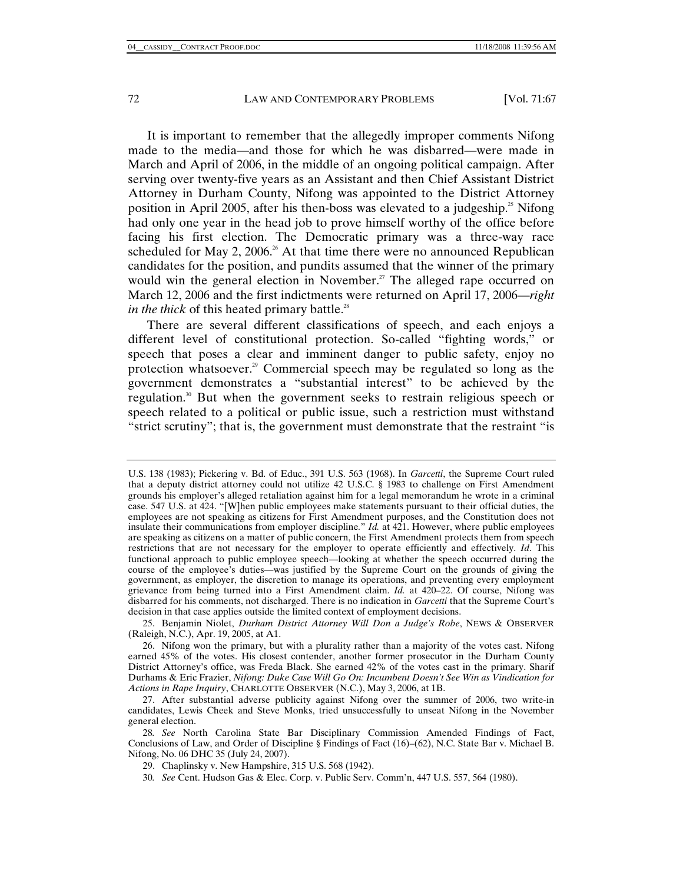It is important to remember that the allegedly improper comments Nifong made to the media—and those for which he was disbarred—were made in March and April of 2006, in the middle of an ongoing political campaign. After serving over twenty-five years as an Assistant and then Chief Assistant District Attorney in Durham County, Nifong was appointed to the District Attorney position in April 2005, after his then-boss was elevated to a judgeship.[25] Nifong had only one year in the head job to prove himself worthy of the office before facing his first election. The Democratic primary was a three-way race scheduled for May 2, 2006.[26] At that time there were no announced Republican candidates for the position, and pundits assumed that the winner of the primary would win the general election in November.[27] The alleged rape occurred on March 12, 2006 and the first indictments were returned on April 17, 2006—*right in the thick* of this heated primary battle.[28]

There are several different classifications of speech, and each enjoys a different level of constitutional protection. So-called "fighting words," or speech that poses a clear and imminent danger to public safety, enjoy no protection whatsoever.[29] Commercial speech may be regulated so long as the government demonstrates a "substantial interest" to be achieved by the regulation.[30] But when the government seeks to restrain religious speech or speech related to a political or public issue, such a restriction must withstand "strict scrutiny"; that is, the government must demonstrate that the restraint "is

---

U.S. 138 (1983); Pickering v. Bd. of Educ., 391 U.S. 563 (1968). In *Garcetti*, the Supreme Court ruled that a deputy district attorney could not utilize 42 U.S.C. § 1983 to challenge on First Amendment grounds his employer's alleged retaliation against him for a legal memorandum he wrote in a criminal case. 547 U.S. at 424. "[W]hen public employees make statements pursuant to their official duties, the employees are not speaking as citizens for First Amendment purposes, and the Constitution does not insulate their communications from employer discipline." *Id.* at 421. However, where public employees are speaking as citizens on a matter of public concern, the First Amendment protects them from speech restrictions that are not necessary for the employer to operate efficiently and effectively. *Id*. This functional approach to public employee speech—looking at whether the speech occurred during the course of the employee's duties—was justified by the Supreme Court on the grounds of giving the government, as employer, the discretion to manage its operations, and preventing every employment grievance from being turned into a First Amendment claim. *Id.* at 420–22. Of course, Nifong was disbarred for his comments, not discharged. There is no indication in *Garcetti* that the Supreme Court's decision in that case applies outside the limited context of employment decisions.

25. Benjamin Niolet, *Durham District Attorney Will Don a Judge's Robe*, NEWS & OBSERVER (Raleigh, N.C.), Apr. 19, 2005, at A1.

26. Nifong won the primary, but with a plurality rather than a majority of the votes cast. Nifong earned 45% of the votes. His closest contender, another former prosecutor in the Durham County District Attorney's office, was Freda Black. She earned 42% of the votes cast in the primary. Sharif Durhams & Eric Frazier, *Nifong: Duke Case Will Go On: Incumbent Doesn't See Win as Vindication for Actions in Rape Inquiry*, CHARLOTTE OBSERVER (N.C.), May 3, 2006, at 1B.

27. After substantial adverse publicity against Nifong over the summer of 2006, two write-in candidates, Lewis Cheek and Steve Monks, tried unsuccessfully to unseat Nifong in the November general election.

28. *See* North Carolina State Bar Disciplinary Commission Amended Findings of Fact, Conclusions of Law, and Order of Discipline § Findings of Fact (16)–(62), N.C. State Bar v. Michael B. Nifong, No. 06 DHC 35 (July 24, 2007).

29. Chaplinsky v. New Hampshire, 315 U.S. 568 (1942).

30. *See* Cent. Hudson Gas & Elec. Corp. v. Public Serv. Comm'n, 447 U.S. 557, 564 (1980).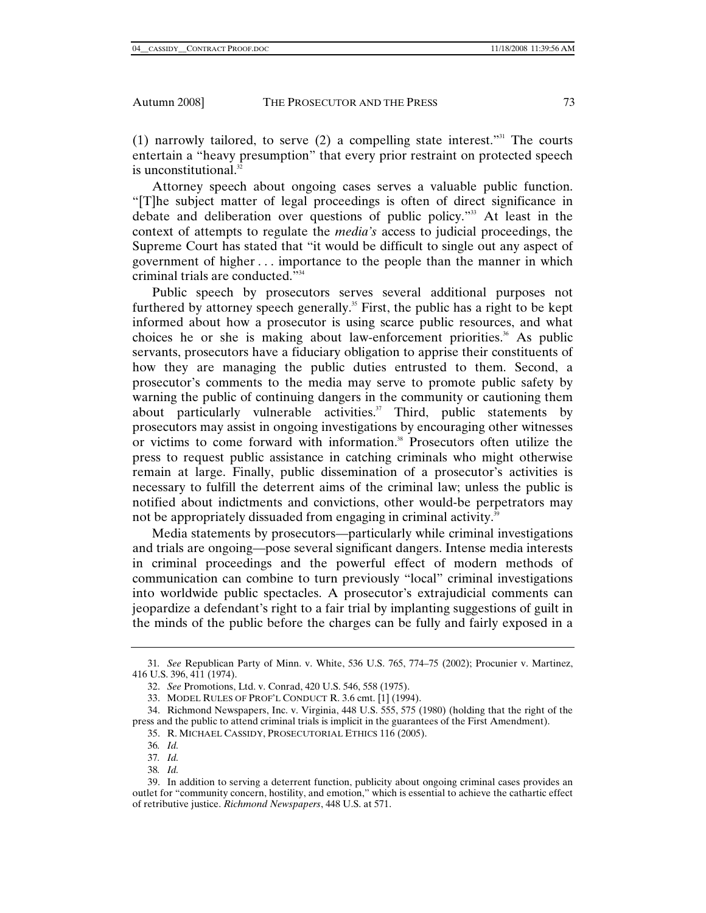(1) narrowly tailored, to serve (2) a compelling state interest."[31] The courts entertain a "heavy presumption" that every prior restraint on protected speech is unconstitutional.[32]

Attorney speech about ongoing cases serves a valuable public function. "[T]he subject matter of legal proceedings is often of direct significance in debate and deliberation over questions of public policy."[33] At least in the context of attempts to regulate the *media's* access to judicial proceedings, the Supreme Court has stated that "it would be difficult to single out any aspect of government of higher . . . importance to the people than the manner in which criminal trials are conducted."[34]

Public speech by prosecutors serves several additional purposes not furthered by attorney speech generally.[35] First, the public has a right to be kept informed about how a prosecutor is using scarce public resources, and what choices he or she is making about law-enforcement priorities.[36] As public servants, prosecutors have a fiduciary obligation to apprise their constituents of how they are managing the public duties entrusted to them. Second, a prosecutor's comments to the media may serve to promote public safety by warning the public of continuing dangers in the community or cautioning them about particularly vulnerable activities.[37] Third, public statements by prosecutors may assist in ongoing investigations by encouraging other witnesses or victims to come forward with information.[38] Prosecutors often utilize the press to request public assistance in catching criminals who might otherwise remain at large. Finally, public dissemination of a prosecutor's activities is necessary to fulfill the deterrent aims of the criminal law; unless the public is notified about indictments and convictions, other would-be perpetrators may not be appropriately dissuaded from engaging in criminal activity.[39]

Media statements by prosecutors—particularly while criminal investigations and trials are ongoing—pose several significant dangers. Intense media interests in criminal proceedings and the powerful effect of modern methods of communication can combine to turn previously "local" criminal investigations into worldwide public spectacles. A prosecutor's extrajudicial comments can jeopardize a defendant's right to a fair trial by implanting suggestions of guilt in the minds of the public before the charges can be fully and fairly exposed in a

---

31. *See* Republican Party of Minn. v. White, 536 U.S. 765, 774–75 (2002); Procunier v. Martinez, 416 U.S. 396, 411 (1974).

32. *See* Promotions, Ltd. v. Conrad, 420 U.S. 546, 558 (1975).

33. MODEL RULES OF PROF'L CONDUCT R. 3.6 cmt. [1] (1994).

34. Richmond Newspapers, Inc. v. Virginia, 448 U.S. 555, 575 (1980) (holding that the right of the press and the public to attend criminal trials is implicit in the guarantees of the First Amendment).

35. R. MICHAEL CASSIDY, PROSECUTORIAL ETHICS 116 (2005).

36. *Id.*

37. *Id.*

38. *Id.*

39. In addition to serving a deterrent function, publicity about ongoing criminal cases provides an outlet for "community concern, hostility, and emotion," which is essential to achieve the cathartic effect of retributive justice. *Richmond Newspapers*, 448 U.S. at 571.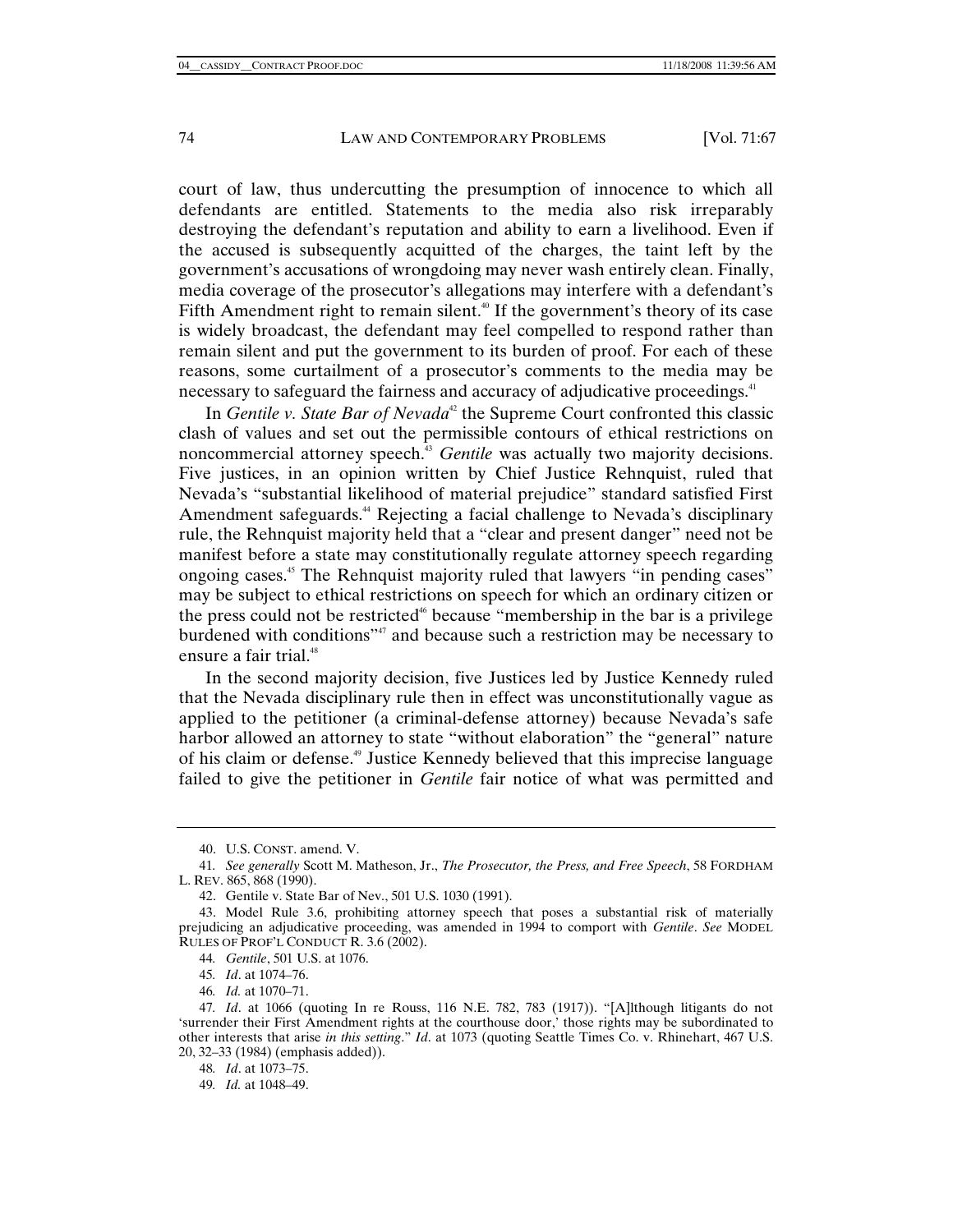court of law, thus undercutting the presumption of innocence to which all defendants are entitled. Statements to the media also risk irreparably destroying the defendant's reputation and ability to earn a livelihood. Even if the accused is subsequently acquitted of the charges, the taint left by the government's accusations of wrongdoing may never wash entirely clean. Finally, media coverage of the prosecutor's allegations may interfere with a defendant's Fifth Amendment right to remain silent.[40] If the government's theory of its case is widely broadcast, the defendant may feel compelled to respond rather than remain silent and put the government to its burden of proof. For each of these reasons, some curtailment of a prosecutor's comments to the media may be necessary to safeguard the fairness and accuracy of adjudicative proceedings.[41]

In *Gentile v. State Bar of Nevada*[42] the Supreme Court confronted this classic clash of values and set out the permissible contours of ethical restrictions on noncommercial attorney speech.[43] *Gentile* was actually two majority decisions. Five justices, in an opinion written by Chief Justice Rehnquist, ruled that Nevada's "substantial likelihood of material prejudice" standard satisfied First Amendment safeguards.[44] Rejecting a facial challenge to Nevada's disciplinary rule, the Rehnquist majority held that a "clear and present danger" need not be manifest before a state may constitutionally regulate attorney speech regarding ongoing cases.[45] The Rehnquist majority ruled that lawyers "in pending cases" may be subject to ethical restrictions on speech for which an ordinary citizen or the press could not be restricted[46] because "membership in the bar is a privilege burdened with conditions"[47] and because such a restriction may be necessary to ensure a fair trial.[48]

In the second majority decision, five Justices led by Justice Kennedy ruled that the Nevada disciplinary rule then in effect was unconstitutionally vague as applied to the petitioner (a criminal-defense attorney) because Nevada's safe harbor allowed an attorney to state "without elaboration" the "general" nature of his claim or defense.[49] Justice Kennedy believed that this imprecise language failed to give the petitioner in *Gentile* fair notice of what was permitted and

---

40. U.S. CONST. amend. V.

41. *See generally* Scott M. Matheson, Jr., *The Prosecutor, the Press, and Free Speech*, 58 FORDHAM L. REV. 865, 868 (1990).

42. Gentile v. State Bar of Nev., 501 U.S. 1030 (1991).

43. Model Rule 3.6, prohibiting attorney speech that poses a substantial risk of materially prejudicing an adjudicative proceeding, was amended in 1994 to comport with *Gentile*. *See* MODEL RULES OF PROF'L CONDUCT R. 3.6 (2002).

44. *Gentile*, 501 U.S. at 1076.

45. *Id*. at 1074–76.

46. *Id.* at 1070–71.

47. *Id*. at 1066 (quoting In re Rouss, 116 N.E. 782, 783 (1917)). "[A]lthough litigants do not 'surrender their First Amendment rights at the courthouse door,' those rights may be subordinated to other interests that arise *in this setting*." *Id*. at 1073 (quoting Seattle Times Co. v. Rhinehart, 467 U.S. 20, 32–33 (1984) (emphasis added)).

48. *Id*. at 1073–75.

49. *Id.* at 1048–49.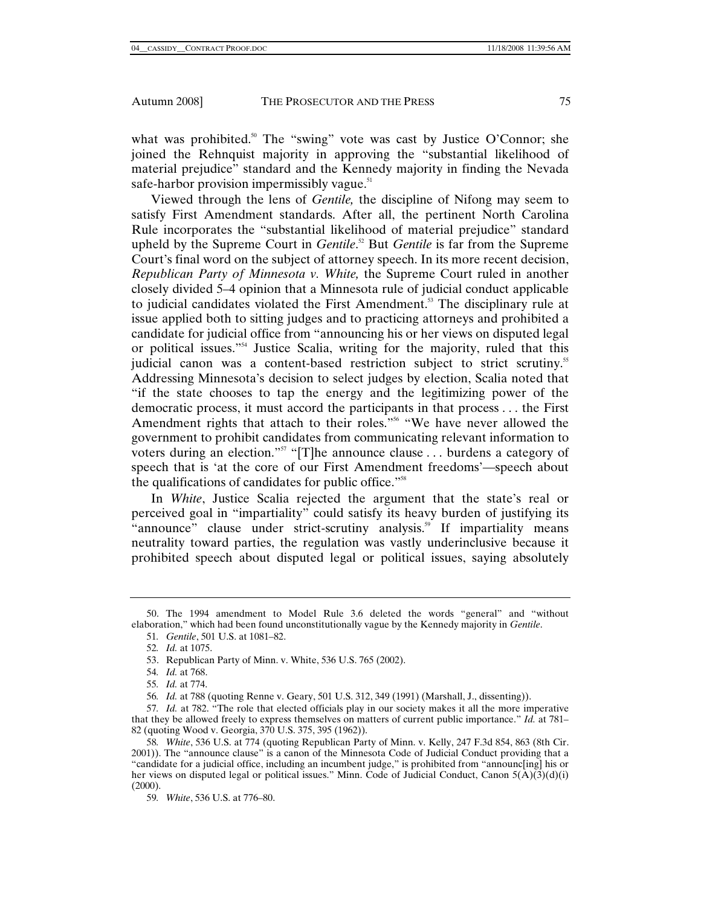what was prohibited.[50] The "swing" vote was cast by Justice O'Connor; she joined the Rehnquist majority in approving the "substantial likelihood of material prejudice" standard and the Kennedy majority in finding the Nevada safe-harbor provision impermissibly vague.[51]

Viewed through the lens of *Gentile,* the discipline of Nifong may seem to satisfy First Amendment standards. After all, the pertinent North Carolina Rule incorporates the "substantial likelihood of material prejudice" standard upheld by the Supreme Court in *Gentile*.[52] But *Gentile* is far from the Supreme Court's final word on the subject of attorney speech. In its more recent decision, *Republican Party of Minnesota v. White,* the Supreme Court ruled in another closely divided 5–4 opinion that a Minnesota rule of judicial conduct applicable to judicial candidates violated the First Amendment.[53] The disciplinary rule at issue applied both to sitting judges and to practicing attorneys and prohibited a candidate for judicial office from "announcing his or her views on disputed legal or political issues."[54] Justice Scalia, writing for the majority, ruled that this judicial canon was a content-based restriction subject to strict scrutiny.[55] Addressing Minnesota's decision to select judges by election, Scalia noted that "if the state chooses to tap the energy and the legitimizing power of the democratic process, it must accord the participants in that process . . . the First Amendment rights that attach to their roles."[56] "We have never allowed the government to prohibit candidates from communicating relevant information to voters during an election."[57] "[T]he announce clause . . . burdens a category of speech that is 'at the core of our First Amendment freedoms'—speech about the qualifications of candidates for public office."[58]

In *White*, Justice Scalia rejected the argument that the state's real or perceived goal in "impartiality" could satisfy its heavy burden of justifying its "announce" clause under strict-scrutiny analysis.[59] If impartiality means neutrality toward parties, the regulation was vastly underinclusive because it prohibited speech about disputed legal or political issues, saying absolutely

---

50. The 1994 amendment to Model Rule 3.6 deleted the words "general" and "without elaboration," which had been found unconstitutionally vague by the Kennedy majority in *Gentile*.

51. *Gentile*, 501 U.S. at 1081–82.

52. *Id.* at 1075.

53. Republican Party of Minn. v. White, 536 U.S. 765 (2002).

54. *Id.* at 768.

55. *Id.* at 774.

56. *Id.* at 788 (quoting Renne v. Geary, 501 U.S. 312, 349 (1991) (Marshall, J., dissenting)).

57. *Id.* at 782. "The role that elected officials play in our society makes it all the more imperative that they be allowed freely to express themselves on matters of current public importance." *Id.* at 781–82 (quoting Wood v. Georgia, 370 U.S. 375, 395 (1962)).

58. *White*, 536 U.S. at 774 (quoting Republican Party of Minn. v. Kelly, 247 F.3d 854, 863 (8th Cir. 2001)). The "announce clause" is a canon of the Minnesota Code of Judicial Conduct providing that a "candidate for a judicial office, including an incumbent judge," is prohibited from "announc[ing] his or her views on disputed legal or political issues." Minn. Code of Judicial Conduct, Canon 5(A)(3)(d)(i) (2000).

59. *White*, 536 U.S. at 776–80.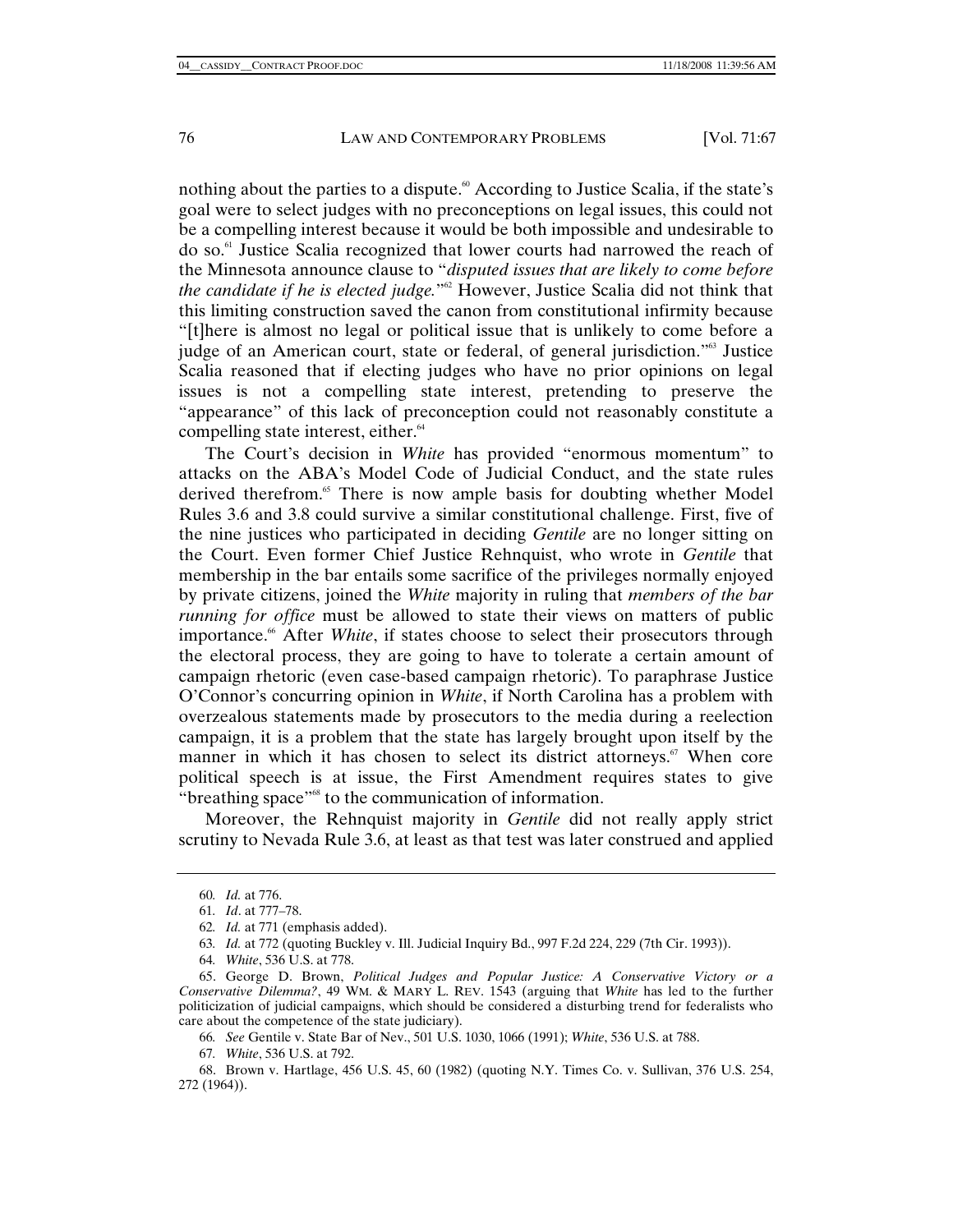nothing about the parties to a dispute.[60] According to Justice Scalia, if the state's goal were to select judges with no preconceptions on legal issues, this could not be a compelling interest because it would be both impossible and undesirable to do so.[61] Justice Scalia recognized that lower courts had narrowed the reach of the Minnesota announce clause to "*disputed issues that are likely to come before the candidate if he is elected judge.*"[62] However, Justice Scalia did not think that this limiting construction saved the canon from constitutional infirmity because "[t]here is almost no legal or political issue that is unlikely to come before a judge of an American court, state or federal, of general jurisdiction."[63] Justice Scalia reasoned that if electing judges who have no prior opinions on legal issues is not a compelling state interest, pretending to preserve the "appearance" of this lack of preconception could not reasonably constitute a compelling state interest, either.[64]

The Court's decision in *White* has provided "enormous momentum" to attacks on the ABA's Model Code of Judicial Conduct, and the state rules derived therefrom.[65] There is now ample basis for doubting whether Model Rules 3.6 and 3.8 could survive a similar constitutional challenge. First, five of the nine justices who participated in deciding *Gentile* are no longer sitting on the Court. Even former Chief Justice Rehnquist, who wrote in *Gentile* that membership in the bar entails some sacrifice of the privileges normally enjoyed by private citizens, joined the *White* majority in ruling that *members of the bar running for office* must be allowed to state their views on matters of public importance.[66] After *White*, if states choose to select their prosecutors through the electoral process, they are going to have to tolerate a certain amount of campaign rhetoric (even case-based campaign rhetoric). To paraphrase Justice O'Connor's concurring opinion in *White*, if North Carolina has a problem with overzealous statements made by prosecutors to the media during a reelection campaign, it is a problem that the state has largely brought upon itself by the manner in which it has chosen to select its district attorneys.[67] When core political speech is at issue, the First Amendment requires states to give "breathing space"[68] to the communication of information.

Moreover, the Rehnquist majority in *Gentile* did not really apply strict scrutiny to Nevada Rule 3.6, at least as that test was later construed and applied

---

60. *Id.* at 776.

61. *Id*. at 777–78.

62. *Id.* at 771 (emphasis added).

63. *Id.* at 772 (quoting Buckley v. Ill. Judicial Inquiry Bd., 997 F.2d 224, 229 (7th Cir. 1993)).

64. *White*, 536 U.S. at 778.

65. George D. Brown, *Political Judges and Popular Justice: A Conservative Victory or a Conservative Dilemma?*, 49 WM. & MARY L. REV. 1543 (arguing that *White* has led to the further politicization of judicial campaigns, which should be considered a disturbing trend for federalists who care about the competence of the state judiciary).

66. *See* Gentile v. State Bar of Nev., 501 U.S. 1030, 1066 (1991); *White*, 536 U.S. at 788.

67. *White*, 536 U.S. at 792.

68. Brown v. Hartlage, 456 U.S. 45, 60 (1982) (quoting N.Y. Times Co. v. Sullivan, 376 U.S. 254, 272 (1964)).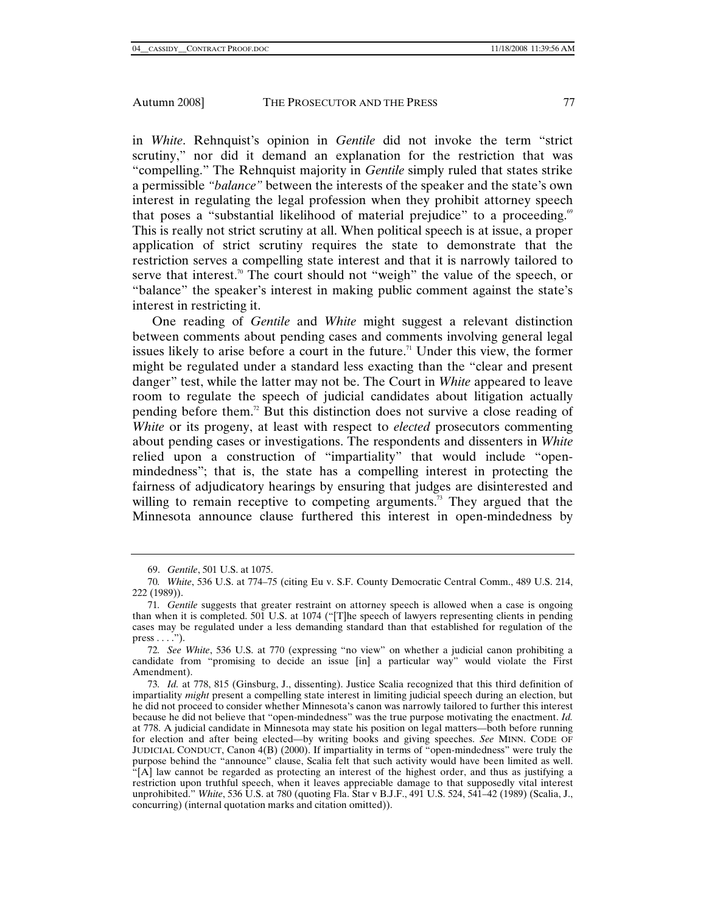in *White*. Rehnquist's opinion in *Gentile* did not invoke the term "strict scrutiny," nor did it demand an explanation for the restriction that was "compelling." The Rehnquist majority in *Gentile* simply ruled that states strike a permissible *"balance"* between the interests of the speaker and the state's own interest in regulating the legal profession when they prohibit attorney speech that poses a "substantial likelihood of material prejudice" to a proceeding.[69] This is really not strict scrutiny at all. When political speech is at issue, a proper application of strict scrutiny requires the state to demonstrate that the restriction serves a compelling state interest and that it is narrowly tailored to serve that interest.[70] The court should not "weigh" the value of the speech, or "balance" the speaker's interest in making public comment against the state's interest in restricting it.

One reading of *Gentile* and *White* might suggest a relevant distinction between comments about pending cases and comments involving general legal issues likely to arise before a court in the future.[71] Under this view, the former might be regulated under a standard less exacting than the "clear and present danger" test, while the latter may not be. The Court in *White* appeared to leave room to regulate the speech of judicial candidates about litigation actually pending before them.[72] But this distinction does not survive a close reading of *White* or its progeny, at least with respect to *elected* prosecutors commenting about pending cases or investigations. The respondents and dissenters in *White* relied upon a construction of "impartiality" that would include "open-mindedness"; that is, the state has a compelling interest in protecting the fairness of adjudicatory hearings by ensuring that judges are disinterested and willing to remain receptive to competing arguments.[73] They argued that the Minnesota announce clause furthered this interest in open-mindedness by

---

69. *Gentile*, 501 U.S. at 1075.

70. *White*, 536 U.S. at 774–75 (citing Eu v. S.F. County Democratic Central Comm., 489 U.S. 214, 222 (1989)).

71. *Gentile* suggests that greater restraint on attorney speech is allowed when a case is ongoing than when it is completed. 501 U.S. at 1074 ("[T]he speech of lawyers representing clients in pending cases may be regulated under a less demanding standard than that established for regulation of the press . . . .").

72. *See White*, 536 U.S. at 770 (expressing "no view" on whether a judicial canon prohibiting a candidate from "promising to decide an issue [in] a particular way" would violate the First Amendment).

73. *Id.* at 778, 815 (Ginsburg, J., dissenting). Justice Scalia recognized that this third definition of impartiality *might* present a compelling state interest in limiting judicial speech during an election, but he did not proceed to consider whether Minnesota's canon was narrowly tailored to further this interest because he did not believe that "open-mindedness" was the true purpose motivating the enactment. *Id.* at 778. A judicial candidate in Minnesota may state his position on legal matters—both before running for election and after being elected—by writing books and giving speeches. *See* MINN. CODE OF JUDICIAL CONDUCT, Canon 4(B) (2000). If impartiality in terms of "open-mindedness" were truly the purpose behind the "announce" clause, Scalia felt that such activity would have been limited as well. "[A] law cannot be regarded as protecting an interest of the highest order, and thus as justifying a restriction upon truthful speech, when it leaves appreciable damage to that supposedly vital interest unprohibited." *White*, 536 U.S. at 780 (quoting Fla. Star v B.J.F., 491 U.S. 524, 541–42 (1989) (Scalia, J., concurring) (internal quotation marks and citation omitted)).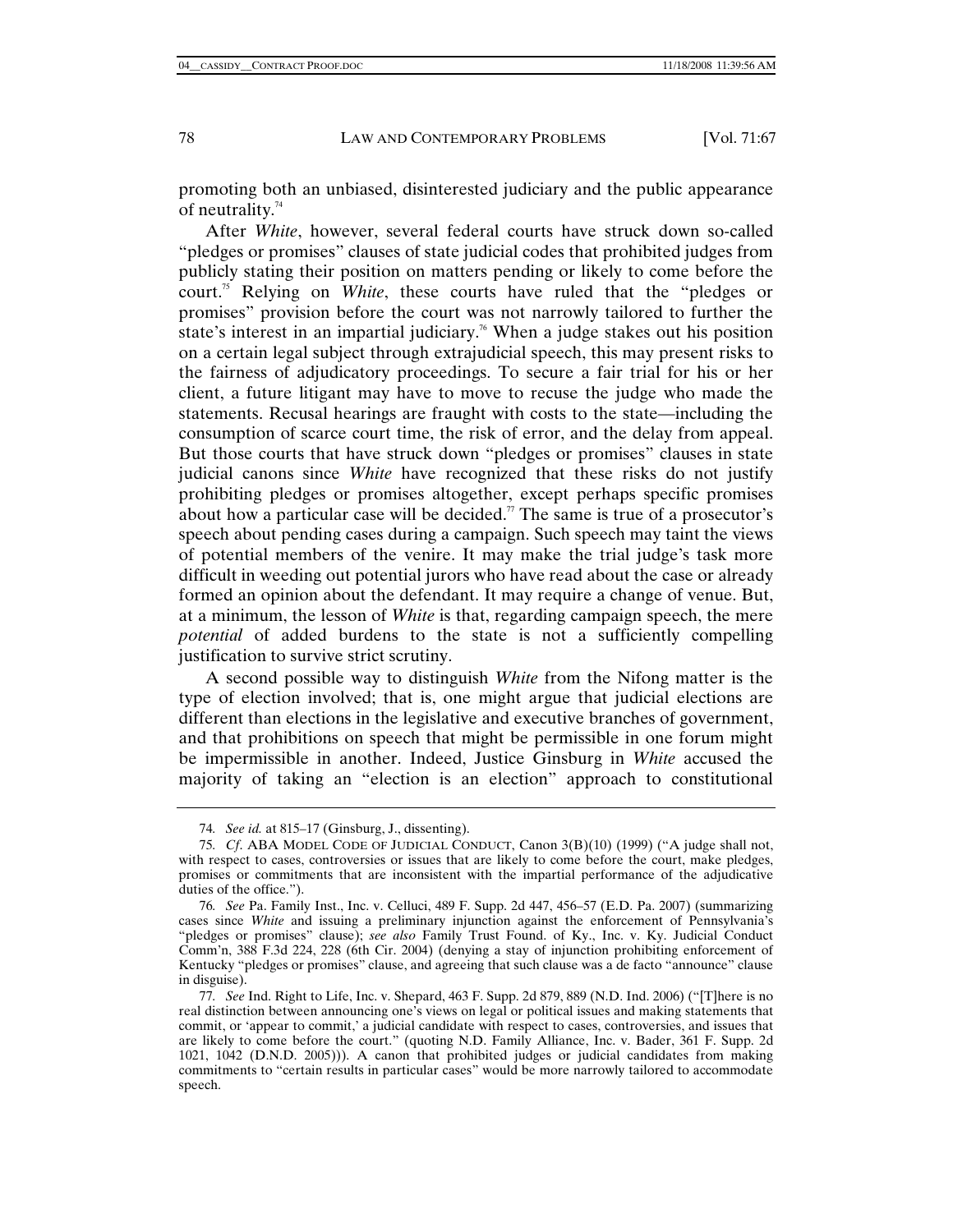promoting both an unbiased, disinterested judiciary and the public appearance of neutrality.[74]

After *White*, however, several federal courts have struck down so-called "pledges or promises" clauses of state judicial codes that prohibited judges from publicly stating their position on matters pending or likely to come before the court.[75] Relying on *White*, these courts have ruled that the "pledges or promises" provision before the court was not narrowly tailored to further the state's interest in an impartial judiciary.[76] When a judge stakes out his position on a certain legal subject through extrajudicial speech, this may present risks to the fairness of adjudicatory proceedings. To secure a fair trial for his or her client, a future litigant may have to move to recuse the judge who made the statements. Recusal hearings are fraught with costs to the state—including the consumption of scarce court time, the risk of error, and the delay from appeal. But those courts that have struck down "pledges or promises" clauses in state judicial canons since *White* have recognized that these risks do not justify prohibiting pledges or promises altogether, except perhaps specific promises about how a particular case will be decided.[77] The same is true of a prosecutor's speech about pending cases during a campaign. Such speech may taint the views of potential members of the venire. It may make the trial judge's task more difficult in weeding out potential jurors who have read about the case or already formed an opinion about the defendant. It may require a change of venue. But, at a minimum, the lesson of *White* is that, regarding campaign speech, the mere *potential* of added burdens to the state is not a sufficiently compelling justification to survive strict scrutiny.

A second possible way to distinguish *White* from the Nifong matter is the type of election involved; that is, one might argue that judicial elections are different than elections in the legislative and executive branches of government, and that prohibitions on speech that might be permissible in one forum might be impermissible in another. Indeed, Justice Ginsburg in *White* accused the majority of taking an "election is an election" approach to constitutional

---

74. *See id.* at 815–17 (Ginsburg, J., dissenting).

75. *Cf*. ABA MODEL CODE OF JUDICIAL CONDUCT, Canon 3(B)(10) (1999) ("A judge shall not, with respect to cases, controversies or issues that are likely to come before the court, make pledges, promises or commitments that are inconsistent with the impartial performance of the adjudicative duties of the office.").

76. *See* Pa. Family Inst., Inc. v. Celluci, 489 F. Supp. 2d 447, 456–57 (E.D. Pa. 2007) (summarizing cases since *White* and issuing a preliminary injunction against the enforcement of Pennsylvania's "pledges or promises" clause); *see also* Family Trust Found. of Ky., Inc. v. Ky. Judicial Conduct Comm'n, 388 F.3d 224, 228 (6th Cir. 2004) (denying a stay of injunction prohibiting enforcement of Kentucky "pledges or promises" clause, and agreeing that such clause was a de facto "announce" clause in disguise).

77. *See* Ind. Right to Life, Inc. v. Shepard, 463 F. Supp. 2d 879, 889 (N.D. Ind. 2006) ("[T]here is no real distinction between announcing one's views on legal or political issues and making statements that commit, or 'appear to commit,' a judicial candidate with respect to cases, controversies, and issues that are likely to come before the court." (quoting N.D. Family Alliance, Inc. v. Bader, 361 F. Supp. 2d 1021, 1042 (D.N.D. 2005))). A canon that prohibited judges or judicial candidates from making commitments to "certain results in particular cases" would be more narrowly tailored to accommodate speech.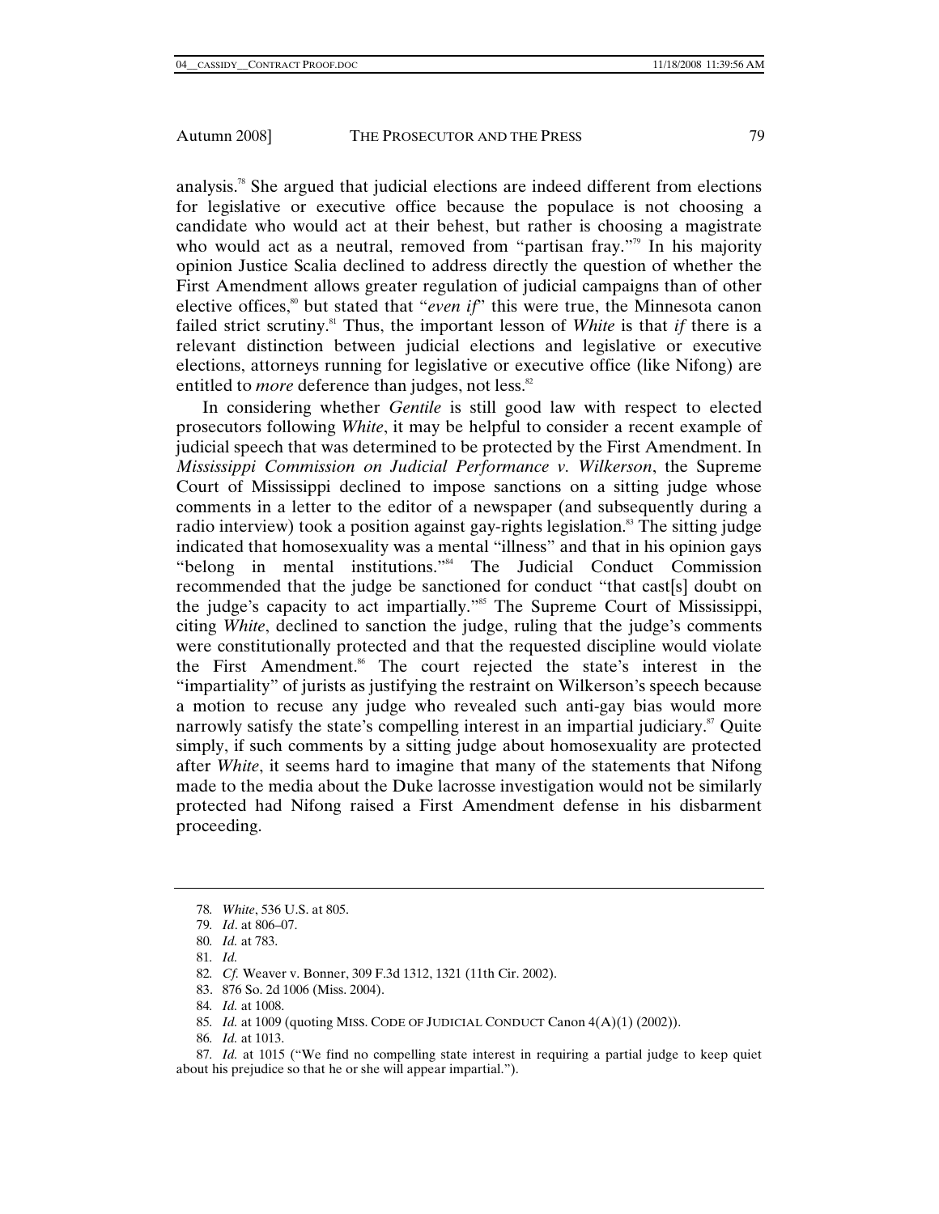analysis.[78] She argued that judicial elections are indeed different from elections for legislative or executive office because the populace is not choosing a candidate who would act at their behest, but rather is choosing a magistrate who would act as a neutral, removed from "partisan fray."[79] In his majority opinion Justice Scalia declined to address directly the question of whether the First Amendment allows greater regulation of judicial campaigns than of other elective offices,[80] but stated that "*even if*" this were true, the Minnesota canon failed strict scrutiny.[81] Thus, the important lesson of *White* is that *if* there is a relevant distinction between judicial elections and legislative or executive elections, attorneys running for legislative or executive office (like Nifong) are entitled to *more* deference than judges, not less.[82]

In considering whether *Gentile* is still good law with respect to elected prosecutors following *White*, it may be helpful to consider a recent example of judicial speech that was determined to be protected by the First Amendment. In *Mississippi Commission on Judicial Performance v. Wilkerson*, the Supreme Court of Mississippi declined to impose sanctions on a sitting judge whose comments in a letter to the editor of a newspaper (and subsequently during a radio interview) took a position against gay-rights legislation.[83] The sitting judge indicated that homosexuality was a mental "illness" and that in his opinion gays "belong in mental institutions."[84] The Judicial Conduct Commission recommended that the judge be sanctioned for conduct "that cast[s] doubt on the judge's capacity to act impartially."[85] The Supreme Court of Mississippi, citing *White*, declined to sanction the judge, ruling that the judge's comments were constitutionally protected and that the requested discipline would violate the First Amendment.[86] The court rejected the state's interest in the "impartiality" of jurists as justifying the restraint on Wilkerson's speech because a motion to recuse any judge who revealed such anti-gay bias would more narrowly satisfy the state's compelling interest in an impartial judiciary.[87] Quite simply, if such comments by a sitting judge about homosexuality are protected after *White*, it seems hard to imagine that many of the statements that Nifong made to the media about the Duke lacrosse investigation would not be similarly protected had Nifong raised a First Amendment defense in his disbarment proceeding.

---

78. *White*, 536 U.S. at 805.

79. *Id*. at 806–07.

80. *Id.* at 783.

81. *Id.*

82. *Cf.* Weaver v. Bonner, 309 F.3d 1312, 1321 (11th Cir. 2002).

83. 876 So. 2d 1006 (Miss. 2004).

84. *Id.* at 1008.

85. *Id.* at 1009 (quoting MISS. CODE OF JUDICIAL CONDUCT Canon 4(A)(1) (2002)).

86. *Id.* at 1013.

87. *Id.* at 1015 ("We find no compelling state interest in requiring a partial judge to keep quiet about his prejudice so that he or she will appear impartial.").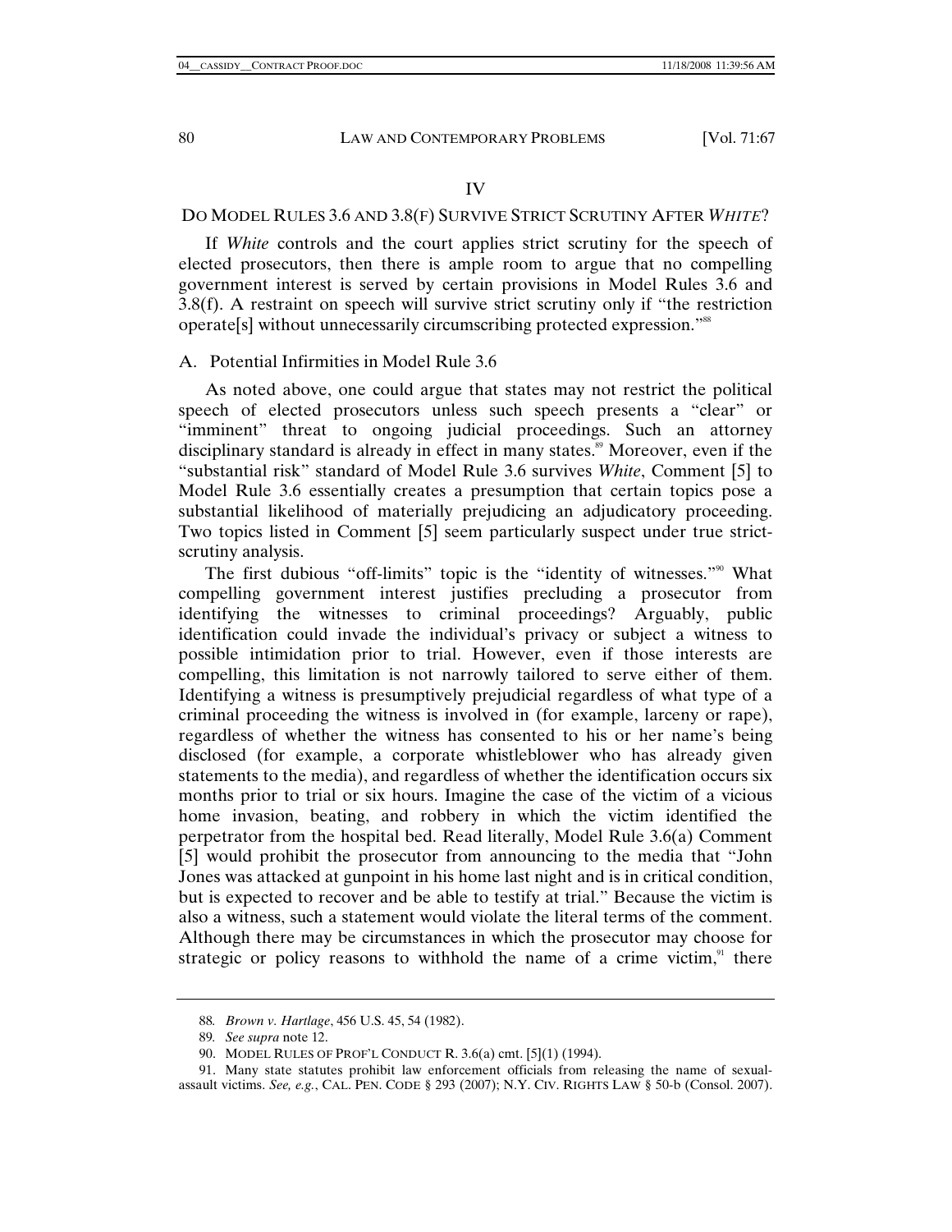## IV

## DO MODEL RULES 3.6 AND 3.8(F) SURVIVE STRICT SCRUTINY AFTER *WHITE*?

If *White* controls and the court applies strict scrutiny for the speech of elected prosecutors, then there is ample room to argue that no compelling government interest is served by certain provisions in Model Rules 3.6 and 3.8(f). A restraint on speech will survive strict scrutiny only if "the restriction operate[s] without unnecessarily circumscribing protected expression."[88]

### A. Potential Infirmities in Model Rule 3.6

As noted above, one could argue that states may not restrict the political speech of elected prosecutors unless such speech presents a "clear" or "imminent" threat to ongoing judicial proceedings. Such an attorney disciplinary standard is already in effect in many states.[89] Moreover, even if the "substantial risk" standard of Model Rule 3.6 survives *White*, Comment [5] to Model Rule 3.6 essentially creates a presumption that certain topics pose a substantial likelihood of materially prejudicing an adjudicatory proceeding. Two topics listed in Comment [5] seem particularly suspect under true strict-scrutiny analysis.

The first dubious "off-limits" topic is the "identity of witnesses."[90] What compelling government interest justifies precluding a prosecutor from identifying the witnesses to criminal proceedings? Arguably, public identification could invade the individual's privacy or subject a witness to possible intimidation prior to trial. However, even if those interests are compelling, this limitation is not narrowly tailored to serve either of them. Identifying a witness is presumptively prejudicial regardless of what type of a criminal proceeding the witness is involved in (for example, larceny or rape), regardless of whether the witness has consented to his or her name's being disclosed (for example, a corporate whistleblower who has already given statements to the media), and regardless of whether the identification occurs six months prior to trial or six hours. Imagine the case of the victim of a vicious home invasion, beating, and robbery in which the victim identified the perpetrator from the hospital bed. Read literally, Model Rule 3.6(a) Comment [5] would prohibit the prosecutor from announcing to the media that "John Jones was attacked at gunpoint in his home last night and is in critical condition, but is expected to recover and be able to testify at trial." Because the victim is also a witness, such a statement would violate the literal terms of the comment. Although there may be circumstances in which the prosecutor may choose for strategic or policy reasons to withhold the name of a crime victim,[91] there

---

88. *Brown v. Hartlage*, 456 U.S. 45, 54 (1982).

89. *See supra* note 12.

90. MODEL RULES OF PROF'L CONDUCT R. 3.6(a) cmt. [5](1) (1994).

91. Many state statutes prohibit law enforcement officials from releasing the name of sexual-assault victims. *See, e.g.*, CAL. PEN. CODE § 293 (2007); N.Y. CIV. RIGHTS LAW § 50-b (Consol. 2007).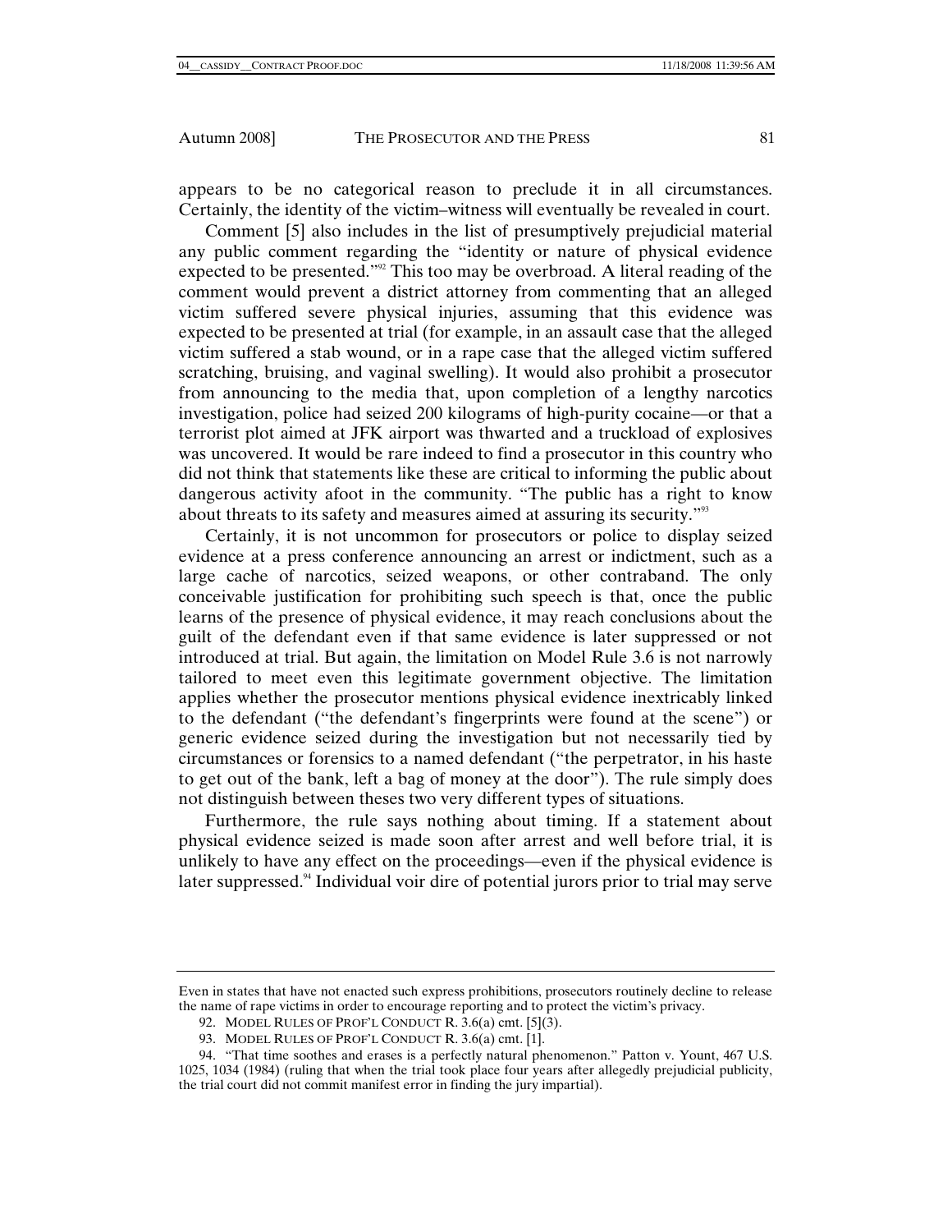appears to be no categorical reason to preclude it in all circumstances. Certainly, the identity of the victim–witness will eventually be revealed in court.

Comment [5] also includes in the list of presumptively prejudicial material any public comment regarding the "identity or nature of physical evidence expected to be presented."[92] This too may be overbroad. A literal reading of the comment would prevent a district attorney from commenting that an alleged victim suffered severe physical injuries, assuming that this evidence was expected to be presented at trial (for example, in an assault case that the alleged victim suffered a stab wound, or in a rape case that the alleged victim suffered scratching, bruising, and vaginal swelling). It would also prohibit a prosecutor from announcing to the media that, upon completion of a lengthy narcotics investigation, police had seized 200 kilograms of high-purity cocaine—or that a terrorist plot aimed at JFK airport was thwarted and a truckload of explosives was uncovered. It would be rare indeed to find a prosecutor in this country who did not think that statements like these are critical to informing the public about dangerous activity afoot in the community. "The public has a right to know about threats to its safety and measures aimed at assuring its security."[93]

Certainly, it is not uncommon for prosecutors or police to display seized evidence at a press conference announcing an arrest or indictment, such as a large cache of narcotics, seized weapons, or other contraband. The only conceivable justification for prohibiting such speech is that, once the public learns of the presence of physical evidence, it may reach conclusions about the guilt of the defendant even if that same evidence is later suppressed or not introduced at trial. But again, the limitation on Model Rule 3.6 is not narrowly tailored to meet even this legitimate government objective. The limitation applies whether the prosecutor mentions physical evidence inextricably linked to the defendant ("the defendant's fingerprints were found at the scene") or generic evidence seized during the investigation but not necessarily tied by circumstances or forensics to a named defendant ("the perpetrator, in his haste to get out of the bank, left a bag of money at the door"). The rule simply does not distinguish between theses two very different types of situations.

Furthermore, the rule says nothing about timing. If a statement about physical evidence seized is made soon after arrest and well before trial, it is unlikely to have any effect on the proceedings—even if the physical evidence is later suppressed.[94] Individual voir dire of potential jurors prior to trial may serve

---

Even in states that have not enacted such express prohibitions, prosecutors routinely decline to release the name of rape victims in order to encourage reporting and to protect the victim's privacy.

92. MODEL RULES OF PROF'L CONDUCT R. 3.6(a) cmt. [5](3).

93. MODEL RULES OF PROF'L CONDUCT R. 3.6(a) cmt. [1].

94. "That time soothes and erases is a perfectly natural phenomenon." Patton v. Yount, 467 U.S. 1025, 1034 (1984) (ruling that when the trial took place four years after allegedly prejudicial publicity, the trial court did not commit manifest error in finding the jury impartial).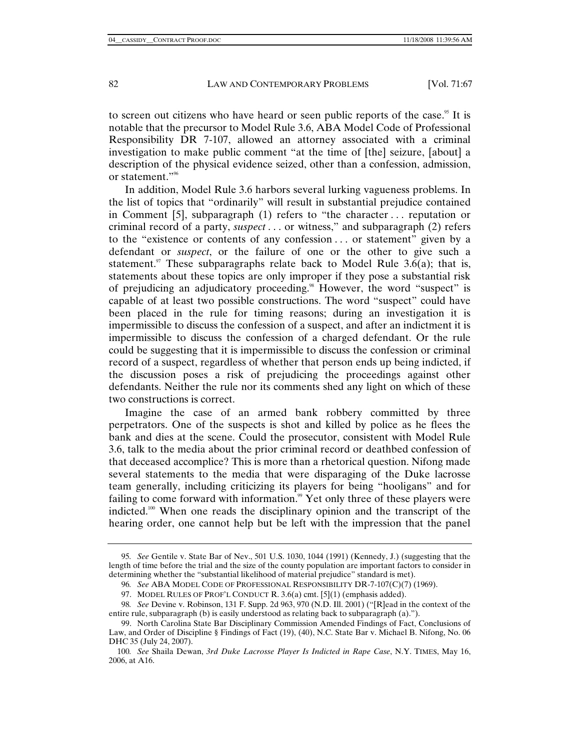to screen out citizens who have heard or seen public reports of the case.[95] It is notable that the precursor to Model Rule 3.6, ABA Model Code of Professional Responsibility DR 7-107, allowed an attorney associated with a criminal investigation to make public comment "at the time of [the] seizure, [about] a description of the physical evidence seized, other than a confession, admission, or statement."[96]

In addition, Model Rule 3.6 harbors several lurking vagueness problems. In the list of topics that "ordinarily" will result in substantial prejudice contained in Comment [5], subparagraph (1) refers to "the character . . . reputation or criminal record of a party, *suspect* . . . or witness," and subparagraph (2) refers to the "existence or contents of any confession . . . or statement" given by a defendant or *suspect*, or the failure of one or the other to give such a statement.[97] These subparagraphs relate back to Model Rule 3.6(a); that is, statements about these topics are only improper if they pose a substantial risk of prejudicing an adjudicatory proceeding.[98] However, the word "suspect" is capable of at least two possible constructions. The word "suspect" could have been placed in the rule for timing reasons; during an investigation it is impermissible to discuss the confession of a suspect, and after an indictment it is impermissible to discuss the confession of a charged defendant. Or the rule could be suggesting that it is impermissible to discuss the confession or criminal record of a suspect, regardless of whether that person ends up being indicted, if the discussion poses a risk of prejudicing the proceedings against other defendants. Neither the rule nor its comments shed any light on which of these two constructions is correct.

Imagine the case of an armed bank robbery committed by three perpetrators. One of the suspects is shot and killed by police as he flees the bank and dies at the scene. Could the prosecutor, consistent with Model Rule 3.6, talk to the media about the prior criminal record or deathbed confession of that deceased accomplice? This is more than a rhetorical question. Nifong made several statements to the media that were disparaging of the Duke lacrosse team generally, including criticizing its players for being "hooligans" and for failing to come forward with information.[99] Yet only three of these players were indicted.[100] When one reads the disciplinary opinion and the transcript of the hearing order, one cannot help but be left with the impression that the panel

---

95. *See* Gentile v. State Bar of Nev., 501 U.S. 1030, 1044 (1991) (Kennedy, J.) (suggesting that the length of time before the trial and the size of the county population are important factors to consider in determining whether the "substantial likelihood of material prejudice" standard is met).

96. *See* ABA MODEL CODE OF PROFESSIONAL RESPONSIBILITY DR-7-107(C)(7) (1969).

97. MODEL RULES OF PROF'L CONDUCT R. 3.6(a) cmt. [5](1) (emphasis added).

98. *See* Devine v. Robinson, 131 F. Supp. 2d 963, 970 (N.D. Ill. 2001) ("[R]ead in the context of the entire rule, subparagraph (b) is easily understood as relating back to subparagraph (a).").

99. North Carolina State Bar Disciplinary Commission Amended Findings of Fact, Conclusions of Law, and Order of Discipline § Findings of Fact (19), (40), N.C. State Bar v. Michael B. Nifong, No. 06 DHC 35 (July 24, 2007).

100. *See* Shaila Dewan, *3rd Duke Lacrosse Player Is Indicted in Rape Case*, N.Y. TIMES, May 16, 2006, at A16.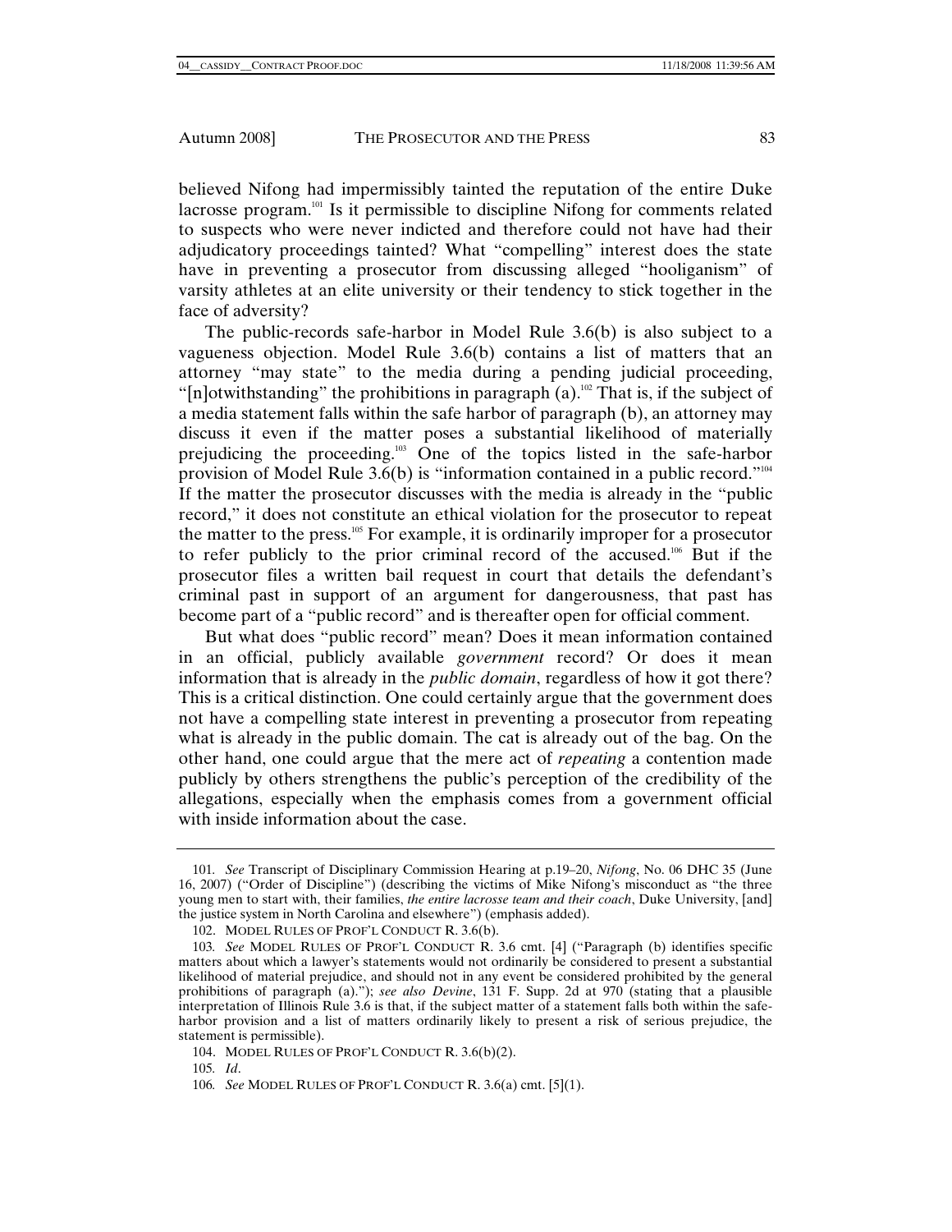believed Nifong had impermissibly tainted the reputation of the entire Duke lacrosse program.[101] Is it permissible to discipline Nifong for comments related to suspects who were never indicted and therefore could not have had their adjudicatory proceedings tainted? What "compelling" interest does the state have in preventing a prosecutor from discussing alleged "hooliganism" of varsity athletes at an elite university or their tendency to stick together in the face of adversity?

The public-records safe-harbor in Model Rule 3.6(b) is also subject to a vagueness objection. Model Rule 3.6(b) contains a list of matters that an attorney "may state" to the media during a pending judicial proceeding, "[n]otwithstanding" the prohibitions in paragraph (a).[102] That is, if the subject of a media statement falls within the safe harbor of paragraph (b), an attorney may discuss it even if the matter poses a substantial likelihood of materially prejudicing the proceeding.[103] One of the topics listed in the safe-harbor provision of Model Rule 3.6(b) is "information contained in a public record."[104] If the matter the prosecutor discusses with the media is already in the "public record," it does not constitute an ethical violation for the prosecutor to repeat the matter to the press.[105] For example, it is ordinarily improper for a prosecutor to refer publicly to the prior criminal record of the accused.[106] But if the prosecutor files a written bail request in court that details the defendant's criminal past in support of an argument for dangerousness, that past has become part of a "public record" and is thereafter open for official comment.

But what does "public record" mean? Does it mean information contained in an official, publicly available *government* record? Or does it mean information that is already in the *public domain*, regardless of how it got there? This is a critical distinction. One could certainly argue that the government does not have a compelling state interest in preventing a prosecutor from repeating what is already in the public domain. The cat is already out of the bag. On the other hand, one could argue that the mere act of *repeating* a contention made publicly by others strengthens the public's perception of the credibility of the allegations, especially when the emphasis comes from a government official with inside information about the case.

---

101. *See* Transcript of Disciplinary Commission Hearing at p.19–20, *Nifong*, No. 06 DHC 35 (June 16, 2007) ("Order of Discipline") (describing the victims of Mike Nifong's misconduct as "the three young men to start with, their families, *the entire lacrosse team and their coach*, Duke University, [and] the justice system in North Carolina and elsewhere") (emphasis added).

102. MODEL RULES OF PROF'L CONDUCT R. 3.6(b).

103. *See* MODEL RULES OF PROF'L CONDUCT R. 3.6 cmt. [4] ("Paragraph (b) identifies specific matters about which a lawyer's statements would not ordinarily be considered to present a substantial likelihood of material prejudice, and should not in any event be considered prohibited by the general prohibitions of paragraph (a)."); *see also Devine*, 131 F. Supp. 2d at 970 (stating that a plausible interpretation of Illinois Rule 3.6 is that, if the subject matter of a statement falls both within the safe-harbor provision and a list of matters ordinarily likely to present a risk of serious prejudice, the statement is permissible).

104. MODEL RULES OF PROF'L CONDUCT R. 3.6(b)(2).

105. *Id*.

106. *See* MODEL RULES OF PROF'L CONDUCT R. 3.6(a) cmt. [5](1).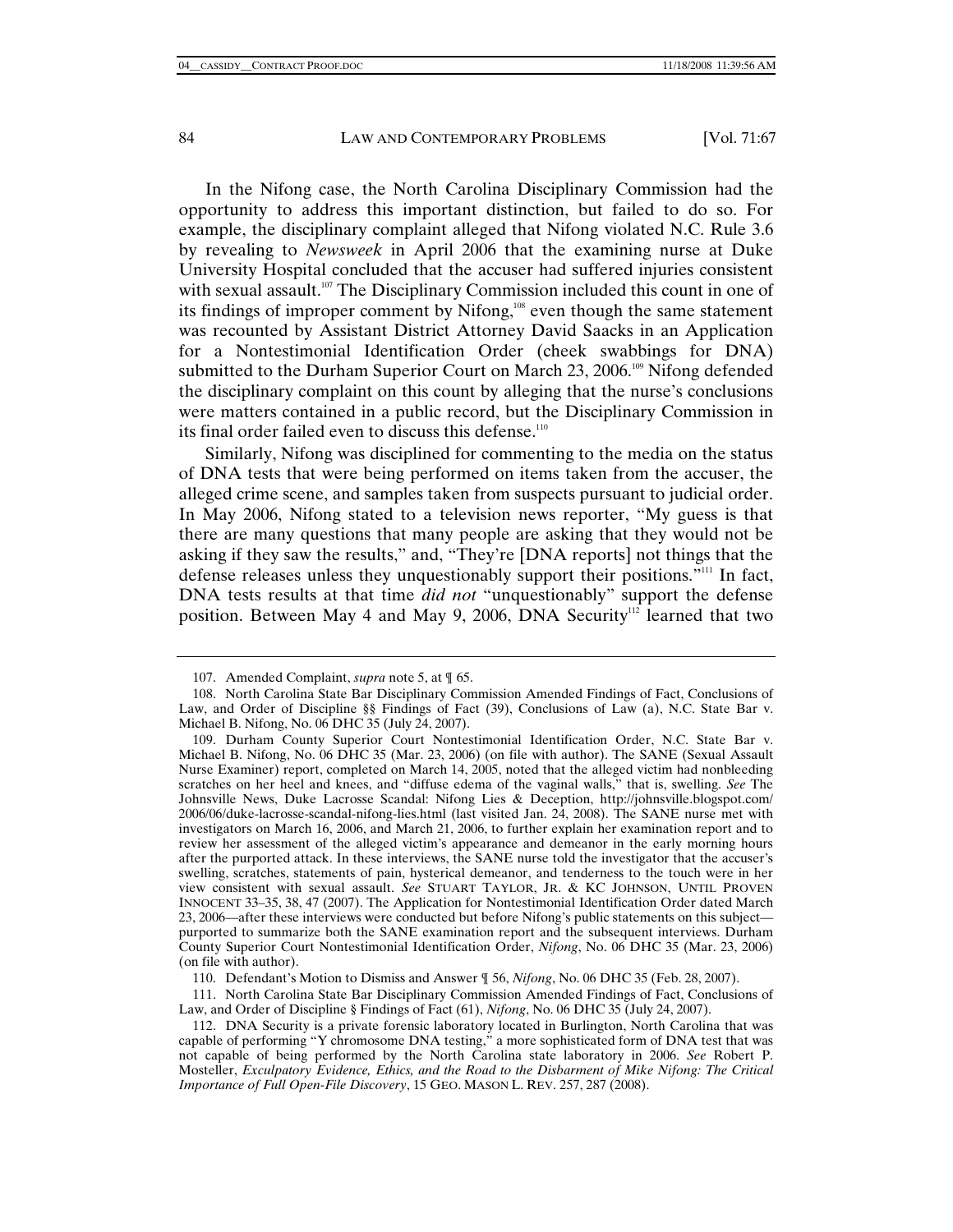In the Nifong case, the North Carolina Disciplinary Commission had the opportunity to address this important distinction, but failed to do so. For example, the disciplinary complaint alleged that Nifong violated N.C. Rule 3.6 by revealing to *Newsweek* in April 2006 that the examining nurse at Duke University Hospital concluded that the accuser had suffered injuries consistent with sexual assault.[107] The Disciplinary Commission included this count in one of its findings of improper comment by Nifong,[108] even though the same statement was recounted by Assistant District Attorney David Saacks in an Application for a Nontestimonial Identification Order (cheek swabbings for DNA) submitted to the Durham Superior Court on March 23, 2006.[109] Nifong defended the disciplinary complaint on this count by alleging that the nurse's conclusions were matters contained in a public record, but the Disciplinary Commission in its final order failed even to discuss this defense.[110]

Similarly, Nifong was disciplined for commenting to the media on the status of DNA tests that were being performed on items taken from the accuser, the alleged crime scene, and samples taken from suspects pursuant to judicial order. In May 2006, Nifong stated to a television news reporter, "My guess is that there are many questions that many people are asking that they would not be asking if they saw the results," and, "They're [DNA reports] not things that the defense releases unless they unquestionably support their positions."[111] In fact, DNA tests results at that time *did not* "unquestionably" support the defense position. Between May 4 and May 9, 2006, DNA Security[112] learned that two

---

107. Amended Complaint, *supra* note 5, at ¶ 65.

108. North Carolina State Bar Disciplinary Commission Amended Findings of Fact, Conclusions of Law, and Order of Discipline §§ Findings of Fact (39), Conclusions of Law (a), N.C. State Bar v. Michael B. Nifong, No. 06 DHC 35 (July 24, 2007).

109. Durham County Superior Court Nontestimonial Identification Order, N.C. State Bar v. Michael B. Nifong, No. 06 DHC 35 (Mar. 23, 2006) (on file with author). The SANE (Sexual Assault Nurse Examiner) report, completed on March 14, 2005, noted that the alleged victim had nonbleeding scratches on her heel and knees, and "diffuse edema of the vaginal walls," that is, swelling. *See* The Johnsville News, Duke Lacrosse Scandal: Nifong Lies & Deception, http://johnsville.blogspot.com/2006/06/duke-lacrosse-scandal-nifong-lies.html (last visited Jan. 24, 2008). The SANE nurse met with investigators on March 16, 2006, and March 21, 2006, to further explain her examination report and to review her assessment of the alleged victim's appearance and demeanor in the early morning hours after the purported attack. In these interviews, the SANE nurse told the investigator that the accuser's swelling, scratches, statements of pain, hysterical demeanor, and tenderness to the touch were in her view consistent with sexual assault. *See* STUART TAYLOR, JR. & KC JOHNSON, UNTIL PROVEN INNOCENT 33–35, 38, 47 (2007). The Application for Nontestimonial Identification Order dated March 23, 2006—after these interviews were conducted but before Nifong's public statements on this subject—purported to summarize both the SANE examination report and the subsequent interviews. Durham County Superior Court Nontestimonial Identification Order, *Nifong*, No. 06 DHC 35 (Mar. 23, 2006) (on file with author).

110. Defendant's Motion to Dismiss and Answer ¶ 56, *Nifong*, No. 06 DHC 35 (Feb. 28, 2007).

111. North Carolina State Bar Disciplinary Commission Amended Findings of Fact, Conclusions of Law, and Order of Discipline § Findings of Fact (61), *Nifong*, No. 06 DHC 35 (July 24, 2007).

112. DNA Security is a private forensic laboratory located in Burlington, North Carolina that was capable of performing "Y chromosome DNA testing," a more sophisticated form of DNA test that was not capable of being performed by the North Carolina state laboratory in 2006. *See* Robert P. Mosteller, *Exculpatory Evidence, Ethics, and the Road to the Disbarment of Mike Nifong: The Critical Importance of Full Open-File Discovery*, 15 GEO. MASON L. REV. 257, 287 (2008).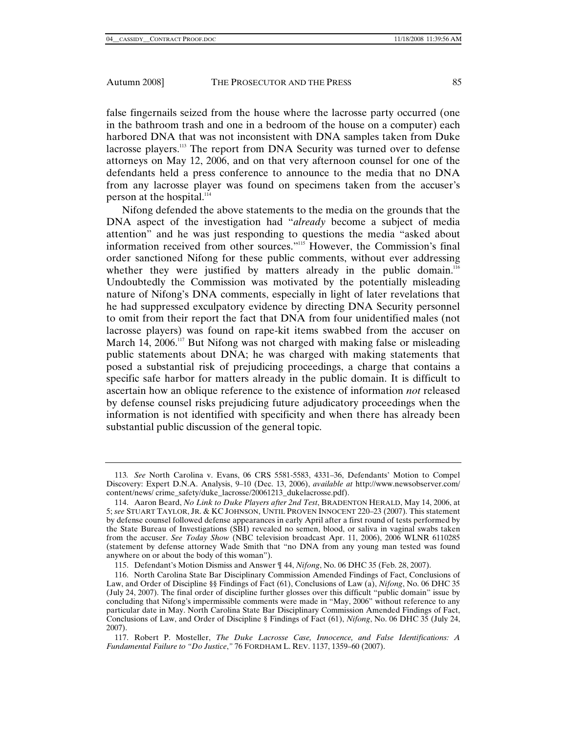false fingernails seized from the house where the lacrosse party occurred (one in the bathroom trash and one in a bedroom of the house on a computer) each harbored DNA that was not inconsistent with DNA samples taken from Duke lacrosse players.[113] The report from DNA Security was turned over to defense attorneys on May 12, 2006, and on that very afternoon counsel for one of the defendants held a press conference to announce to the media that no DNA from any lacrosse player was found on specimens taken from the accuser's person at the hospital.[114]

Nifong defended the above statements to the media on the grounds that the DNA aspect of the investigation had "*already* become a subject of media attention" and he was just responding to questions the media "asked about information received from other sources."[115] However, the Commission's final order sanctioned Nifong for these public comments, without ever addressing whether they were justified by matters already in the public domain.[116] Undoubtedly the Commission was motivated by the potentially misleading nature of Nifong's DNA comments, especially in light of later revelations that he had suppressed exculpatory evidence by directing DNA Security personnel to omit from their report the fact that DNA from four unidentified males (not lacrosse players) was found on rape-kit items swabbed from the accuser on March 14, 2006.[117] But Nifong was not charged with making false or misleading public statements about DNA; he was charged with making statements that posed a substantial risk of prejudicing proceedings, a charge that contains a specific safe harbor for matters already in the public domain. It is difficult to ascertain how an oblique reference to the existence of information *not* released by defense counsel risks prejudicing future adjudicatory proceedings when the information is not identified with specificity and when there has already been substantial public discussion of the general topic.

---

113. *See* North Carolina v. Evans, 06 CRS 5581-5583, 4331–36, Defendants' Motion to Compel Discovery: Expert D.N.A. Analysis, 9–10 (Dec. 13, 2006), *available at* http://www.newsobserver.com/content/news/ crime_safety/duke_lacrosse/20061213_dukelacrosse.pdf).

114. Aaron Beard, *No Link to Duke Players after 2nd Test*, BRADENTON HERALD, May 14, 2006, at 5; *see* STUART TAYLOR, JR. & KC JOHNSON, UNTIL PROVEN INNOCENT 220–23 (2007). This statement by defense counsel followed defense appearances in early April after a first round of tests performed by the State Bureau of Investigations (SBI) revealed no semen, blood, or saliva in vaginal swabs taken from the accuser. *See Today Show* (NBC television broadcast Apr. 11, 2006), 2006 WLNR 6110285 (statement by defense attorney Wade Smith that "no DNA from any young man tested was found anywhere on or about the body of this woman").

115. Defendant's Motion Dismiss and Answer ¶ 44, *Nifong*, No. 06 DHC 35 (Feb. 28, 2007).

116. North Carolina State Bar Disciplinary Commission Amended Findings of Fact, Conclusions of Law, and Order of Discipline §§ Findings of Fact (61), Conclusions of Law (a), *Nifong*, No. 06 DHC 35 (July 24, 2007). The final order of discipline further glosses over this difficult "public domain" issue by concluding that Nifong's impermissible comments were made in "May, 2006" without reference to any particular date in May. North Carolina State Bar Disciplinary Commission Amended Findings of Fact, Conclusions of Law, and Order of Discipline § Findings of Fact (61), *Nifong*, No. 06 DHC 35 (July 24, 2007).

117. Robert P. Mosteller, *The Duke Lacrosse Case, Innocence, and False Identifications: A Fundamental Failure to "Do Justice*,*"* 76 FORDHAM L. REV. 1137, 1359–60 (2007).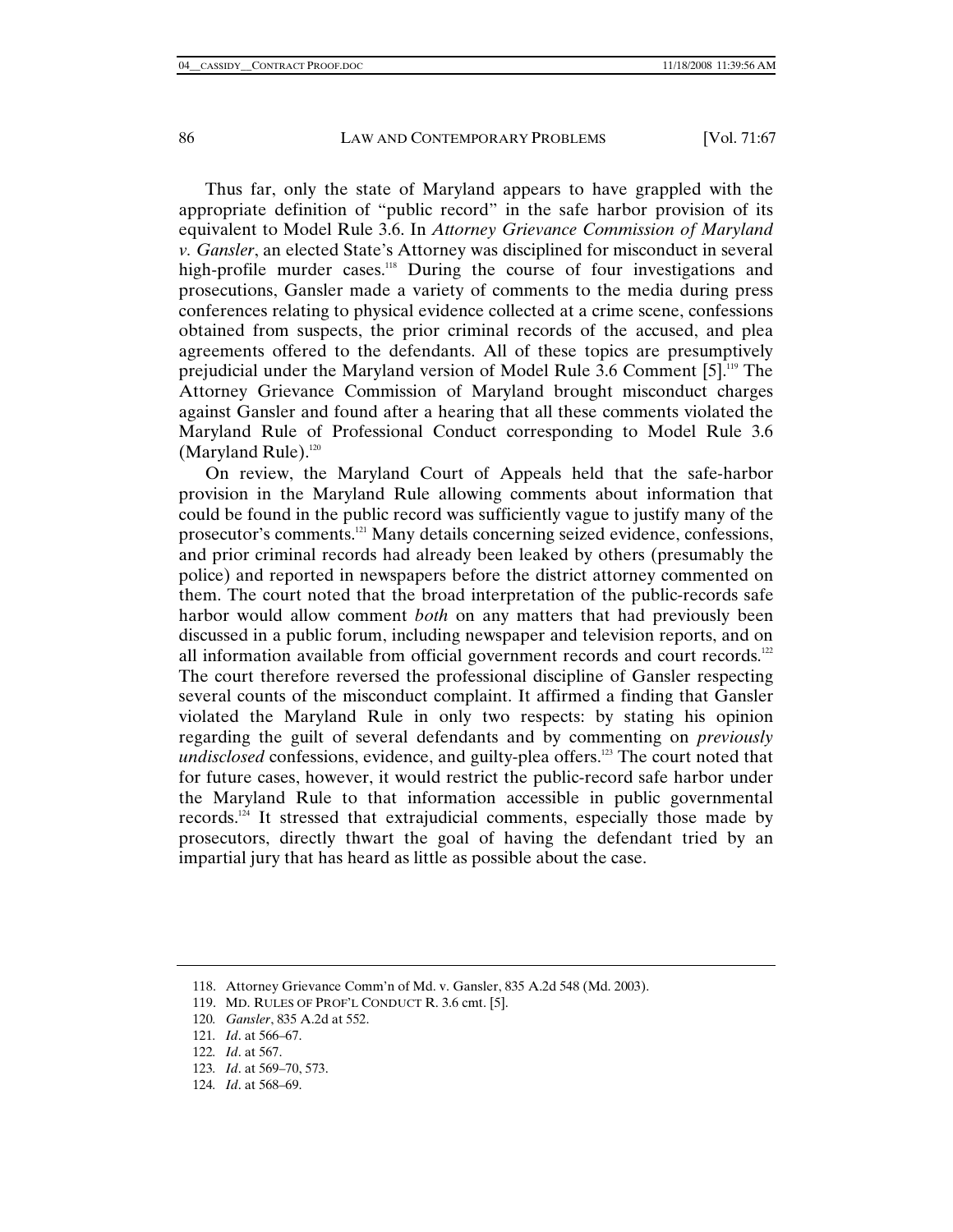Thus far, only the state of Maryland appears to have grappled with the appropriate definition of "public record" in the safe harbor provision of its equivalent to Model Rule 3.6. In *Attorney Grievance Commission of Maryland v. Gansler*, an elected State's Attorney was disciplined for misconduct in several high-profile murder cases.[118] During the course of four investigations and prosecutions, Gansler made a variety of comments to the media during press conferences relating to physical evidence collected at a crime scene, confessions obtained from suspects, the prior criminal records of the accused, and plea agreements offered to the defendants. All of these topics are presumptively prejudicial under the Maryland version of Model Rule 3.6 Comment [5].[119] The Attorney Grievance Commission of Maryland brought misconduct charges against Gansler and found after a hearing that all these comments violated the Maryland Rule of Professional Conduct corresponding to Model Rule 3.6 (Maryland Rule).[120]

On review, the Maryland Court of Appeals held that the safe-harbor provision in the Maryland Rule allowing comments about information that could be found in the public record was sufficiently vague to justify many of the prosecutor's comments.[121] Many details concerning seized evidence, confessions, and prior criminal records had already been leaked by others (presumably the police) and reported in newspapers before the district attorney commented on them. The court noted that the broad interpretation of the public-records safe harbor would allow comment *both* on any matters that had previously been discussed in a public forum, including newspaper and television reports, and on all information available from official government records and court records.[122] The court therefore reversed the professional discipline of Gansler respecting several counts of the misconduct complaint. It affirmed a finding that Gansler violated the Maryland Rule in only two respects: by stating his opinion regarding the guilt of several defendants and by commenting on *previously undisclosed* confessions, evidence, and guilty-plea offers.[123] The court noted that for future cases, however, it would restrict the public-record safe harbor under the Maryland Rule to that information accessible in public governmental records.[124] It stressed that extrajudicial comments, especially those made by prosecutors, directly thwart the goal of having the defendant tried by an impartial jury that has heard as little as possible about the case.

---

118. Attorney Grievance Comm'n of Md. v. Gansler, 835 A.2d 548 (Md. 2003).

119. MD. RULES OF PROF'L CONDUCT R. 3.6 cmt. [5].

120. *Gansler*, 835 A.2d at 552.

121. *Id*. at 566–67.

122. *Id*. at 567.

123. *Id*. at 569–70, 573.

124. *Id*. at 568–69.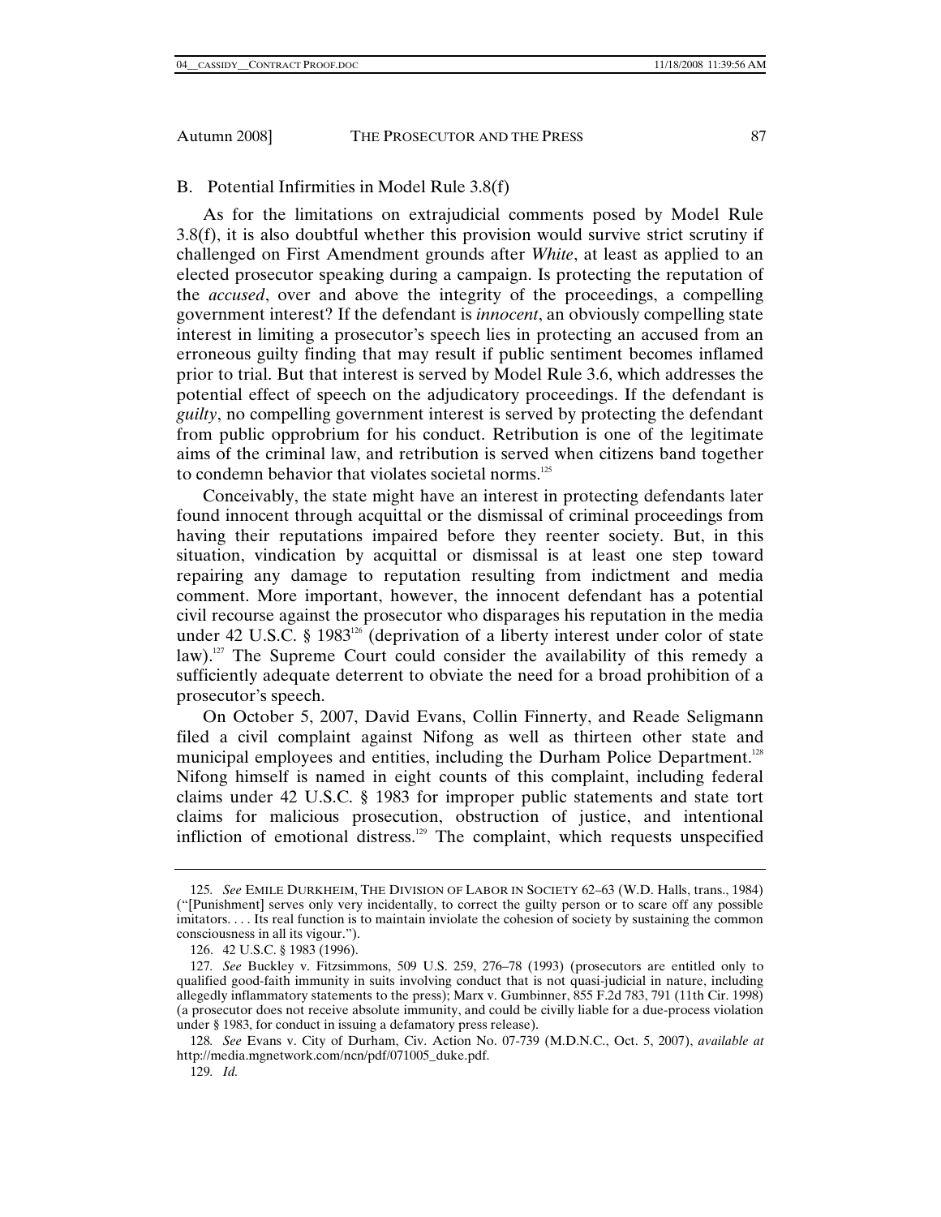## B. Potential Infirmities in Model Rule 3.8(f)

As for the limitations on extrajudicial comments posed by Model Rule 3.8(f), it is also doubtful whether this provision would survive strict scrutiny if challenged on First Amendment grounds after *White*, at least as applied to an elected prosecutor speaking during a campaign. Is protecting the reputation of the *accused*, over and above the integrity of the proceedings, a compelling government interest? If the defendant is *innocent*, an obviously compelling state interest in limiting a prosecutor's speech lies in protecting an accused from an erroneous guilty finding that may result if public sentiment becomes inflamed prior to trial. But that interest is served by Model Rule 3.6, which addresses the potential effect of speech on the adjudicatory proceedings. If the defendant is *guilty*, no compelling government interest is served by protecting the defendant from public opprobrium for his conduct. Retribution is one of the legitimate aims of the criminal law, and retribution is served when citizens band together to condemn behavior that violates societal norms.[125]

Conceivably, the state might have an interest in protecting defendants later found innocent through acquittal or the dismissal of criminal proceedings from having their reputations impaired before they reenter society. But, in this situation, vindication by acquittal or dismissal is at least one step toward repairing any damage to reputation resulting from indictment and media comment. More important, however, the innocent defendant has a potential civil recourse against the prosecutor who disparages his reputation in the media under 42 U.S.C. § 1983[126] (deprivation of a liberty interest under color of state law).[127] The Supreme Court could consider the availability of this remedy a sufficiently adequate deterrent to obviate the need for a broad prohibition of a prosecutor's speech.

On October 5, 2007, David Evans, Collin Finnerty, and Reade Seligmann filed a civil complaint against Nifong as well as thirteen other state and municipal employees and entities, including the Durham Police Department.[128] Nifong himself is named in eight counts of this complaint, including federal claims under 42 U.S.C. § 1983 for improper public statements and state tort claims for malicious prosecution, obstruction of justice, and intentional infliction of emotional distress.[129] The complaint, which requests unspecified

---

125. *See* EMILE DURKHEIM, THE DIVISION OF LABOR IN SOCIETY 62–63 (W.D. Halls, trans., 1984) ("[Punishment] serves only very incidentally, to correct the guilty person or to scare off any possible imitators. . . . Its real function is to maintain inviolate the cohesion of society by sustaining the common consciousness in all its vigour.").

126. 42 U.S.C. § 1983 (1996).

127. *See* Buckley v. Fitzsimmons, 509 U.S. 259, 276–78 (1993) (prosecutors are entitled only to qualified good-faith immunity in suits involving conduct that is not quasi-judicial in nature, including allegedly inflammatory statements to the press); Marx v. Gumbinner, 855 F.2d 783, 791 (11th Cir. 1998) (a prosecutor does not receive absolute immunity, and could be civilly liable for a due-process violation under § 1983, for conduct in issuing a defamatory press release).

128. *See* Evans v. City of Durham, Civ. Action No. 07-739 (M.D.N.C., Oct. 5, 2007), *available at* http://media.mgnetwork.com/ncn/pdf/071005_duke.pdf.

129. *Id.*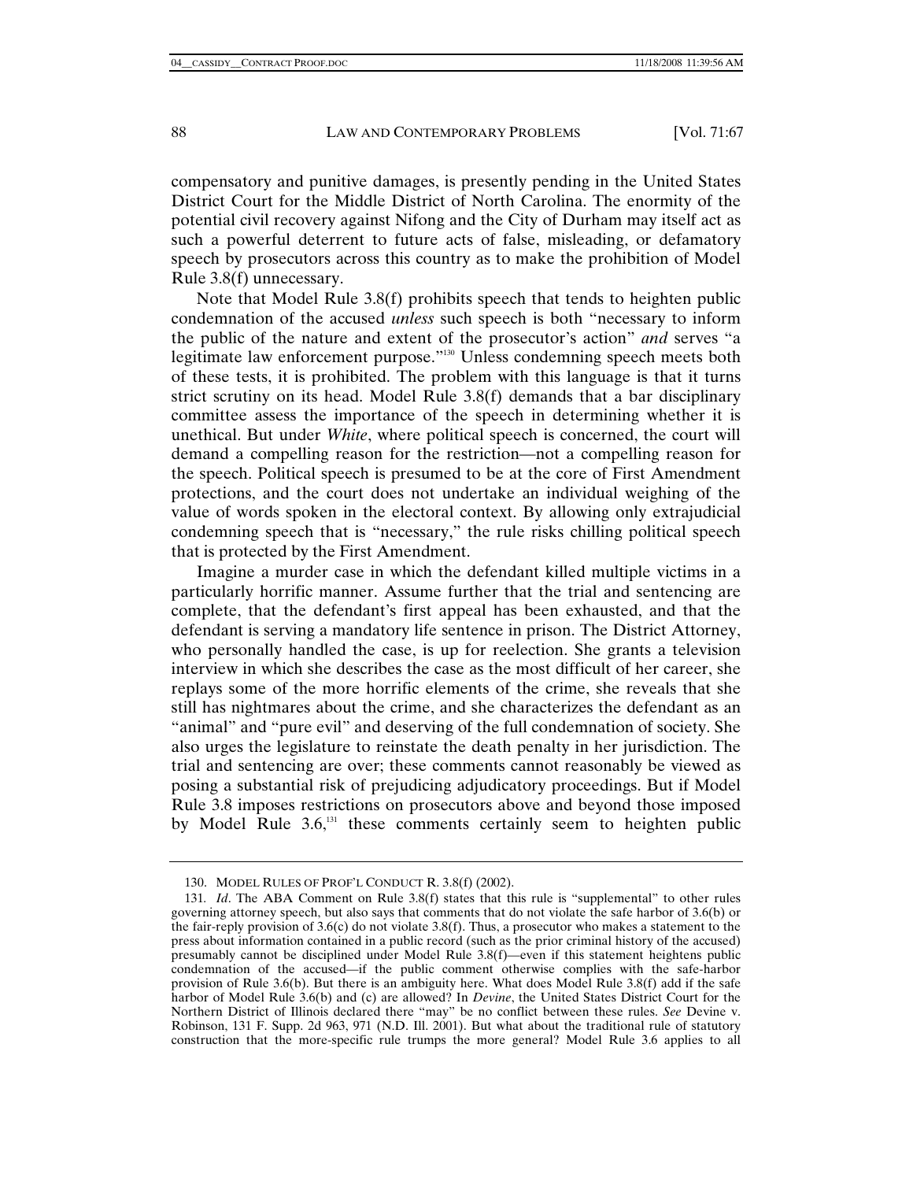compensatory and punitive damages, is presently pending in the United States District Court for the Middle District of North Carolina. The enormity of the potential civil recovery against Nifong and the City of Durham may itself act as such a powerful deterrent to future acts of false, misleading, or defamatory speech by prosecutors across this country as to make the prohibition of Model Rule 3.8(f) unnecessary.

Note that Model Rule 3.8(f) prohibits speech that tends to heighten public condemnation of the accused *unless* such speech is both "necessary to inform the public of the nature and extent of the prosecutor's action" *and* serves "a legitimate law enforcement purpose."[130] Unless condemning speech meets both of these tests, it is prohibited. The problem with this language is that it turns strict scrutiny on its head. Model Rule 3.8(f) demands that a bar disciplinary committee assess the importance of the speech in determining whether it is unethical. But under *White*, where political speech is concerned, the court will demand a compelling reason for the restriction—not a compelling reason for the speech. Political speech is presumed to be at the core of First Amendment protections, and the court does not undertake an individual weighing of the value of words spoken in the electoral context. By allowing only extrajudicial condemning speech that is "necessary," the rule risks chilling political speech that is protected by the First Amendment.

Imagine a murder case in which the defendant killed multiple victims in a particularly horrific manner. Assume further that the trial and sentencing are complete, that the defendant's first appeal has been exhausted, and that the defendant is serving a mandatory life sentence in prison. The District Attorney, who personally handled the case, is up for reelection. She grants a television interview in which she describes the case as the most difficult of her career, she replays some of the more horrific elements of the crime, she reveals that she still has nightmares about the crime, and she characterizes the defendant as an "animal" and "pure evil" and deserving of the full condemnation of society. She also urges the legislature to reinstate the death penalty in her jurisdiction. The trial and sentencing are over; these comments cannot reasonably be viewed as posing a substantial risk of prejudicing adjudicatory proceedings. But if Model Rule 3.8 imposes restrictions on prosecutors above and beyond those imposed by Model Rule 3.6,[131] these comments certainly seem to heighten public

---

130. MODEL RULES OF PROF'L CONDUCT R. 3.8(f) (2002).

131. *Id*. The ABA Comment on Rule 3.8(f) states that this rule is "supplemental" to other rules governing attorney speech, but also says that comments that do not violate the safe harbor of 3.6(b) or the fair-reply provision of 3.6(c) do not violate 3.8(f). Thus, a prosecutor who makes a statement to the press about information contained in a public record (such as the prior criminal history of the accused) presumably cannot be disciplined under Model Rule 3.8(f)—even if this statement heightens public condemnation of the accused—if the public comment otherwise complies with the safe-harbor provision of Rule 3.6(b). But there is an ambiguity here. What does Model Rule 3.8(f) add if the safe harbor of Model Rule 3.6(b) and (c) are allowed? In *Devine*, the United States District Court for the Northern District of Illinois declared there "may" be no conflict between these rules. *See* Devine v. Robinson, 131 F. Supp. 2d 963, 971 (N.D. Ill. 2001). But what about the traditional rule of statutory construction that the more-specific rule trumps the more general? Model Rule 3.6 applies to all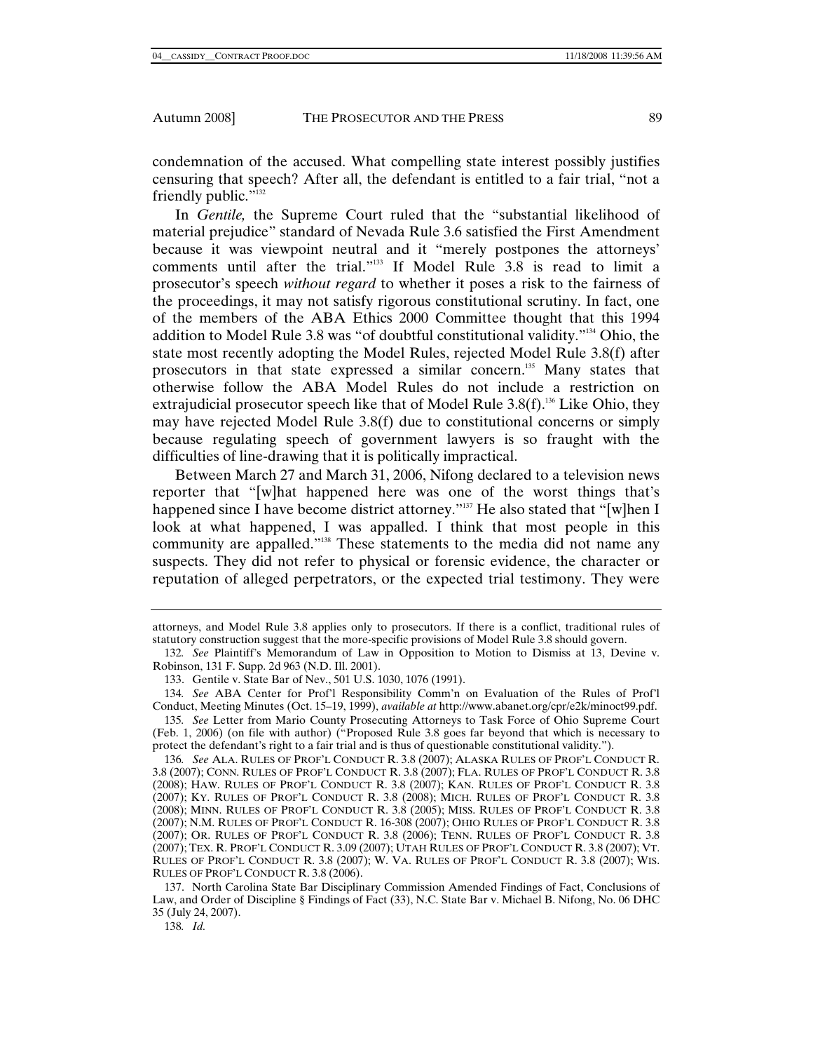condemnation of the accused. What compelling state interest possibly justifies censuring that speech? After all, the defendant is entitled to a fair trial, "not a friendly public."[132]

In *Gentile,* the Supreme Court ruled that the "substantial likelihood of material prejudice" standard of Nevada Rule 3.6 satisfied the First Amendment because it was viewpoint neutral and it "merely postpones the attorneys' comments until after the trial."[133] If Model Rule 3.8 is read to limit a prosecutor's speech *without regard* to whether it poses a risk to the fairness of the proceedings, it may not satisfy rigorous constitutional scrutiny. In fact, one of the members of the ABA Ethics 2000 Committee thought that this 1994 addition to Model Rule 3.8 was "of doubtful constitutional validity."[134] Ohio, the state most recently adopting the Model Rules, rejected Model Rule 3.8(f) after prosecutors in that state expressed a similar concern.[135] Many states that otherwise follow the ABA Model Rules do not include a restriction on extrajudicial prosecutor speech like that of Model Rule 3.8(f).[136] Like Ohio, they may have rejected Model Rule 3.8(f) due to constitutional concerns or simply because regulating speech of government lawyers is so fraught with the difficulties of line-drawing that it is politically impractical.

Between March 27 and March 31, 2006, Nifong declared to a television news reporter that "[w]hat happened here was one of the worst things that's happened since I have become district attorney."[137] He also stated that "[w]hen I look at what happened, I was appalled. I think that most people in this community are appalled."[138] These statements to the media did not name any suspects. They did not refer to physical or forensic evidence, the character or reputation of alleged perpetrators, or the expected trial testimony. They were

---

attorneys, and Model Rule 3.8 applies only to prosecutors. If there is a conflict, traditional rules of statutory construction suggest that the more-specific provisions of Model Rule 3.8 should govern.

132. *See* Plaintiff's Memorandum of Law in Opposition to Motion to Dismiss at 13, Devine v. Robinson, 131 F. Supp. 2d 963 (N.D. Ill. 2001).

133. Gentile v. State Bar of Nev., 501 U.S. 1030, 1076 (1991).

134. *See* ABA Center for Prof'l Responsibility Comm'n on Evaluation of the Rules of Prof'l Conduct, Meeting Minutes (Oct. 15–19, 1999), *available at* http://www.abanet.org/cpr/e2k/minoct99.pdf.

135. *See* Letter from Mario County Prosecuting Attorneys to Task Force of Ohio Supreme Court (Feb. 1, 2006) (on file with author) ("Proposed Rule 3.8 goes far beyond that which is necessary to protect the defendant's right to a fair trial and is thus of questionable constitutional validity.").

136. *See* ALA. RULES OF PROF'L CONDUCT R. 3.8 (2007); ALASKA RULES OF PROF'L CONDUCT R. 3.8 (2007); CONN. RULES OF PROF'L CONDUCT R. 3.8 (2007); FLA. RULES OF PROF'L CONDUCT R. 3.8 (2008); HAW. RULES OF PROF'L CONDUCT R. 3.8 (2007); KAN. RULES OF PROF'L CONDUCT R. 3.8 (2007); KY. RULES OF PROF'L CONDUCT R. 3.8 (2008); MICH. RULES OF PROF'L CONDUCT R. 3.8 (2008); MINN. RULES OF PROF'L CONDUCT R. 3.8 (2005); MISS. RULES OF PROF'L CONDUCT R. 3.8 (2007); N.M. RULES OF PROF'L CONDUCT R. 16-308 (2007); OHIO RULES OF PROF'L CONDUCT R. 3.8 (2007); OR. RULES OF PROF'L CONDUCT R. 3.8 (2006); TENN. RULES OF PROF'L CONDUCT R. 3.8 (2007); TEX. R. PROF'L CONDUCT R. 3.09 (2007); UTAH RULES OF PROF'L CONDUCT R. 3.8 (2007); VT. RULES OF PROF'L CONDUCT R. 3.8 (2007); W. VA. RULES OF PROF'L CONDUCT R. 3.8 (2007); WIS. RULES OF PROF'L CONDUCT R. 3.8 (2006).

137. North Carolina State Bar Disciplinary Commission Amended Findings of Fact, Conclusions of Law, and Order of Discipline § Findings of Fact (33), N.C. State Bar v. Michael B. Nifong, No. 06 DHC 35 (July 24, 2007).

138. *Id.*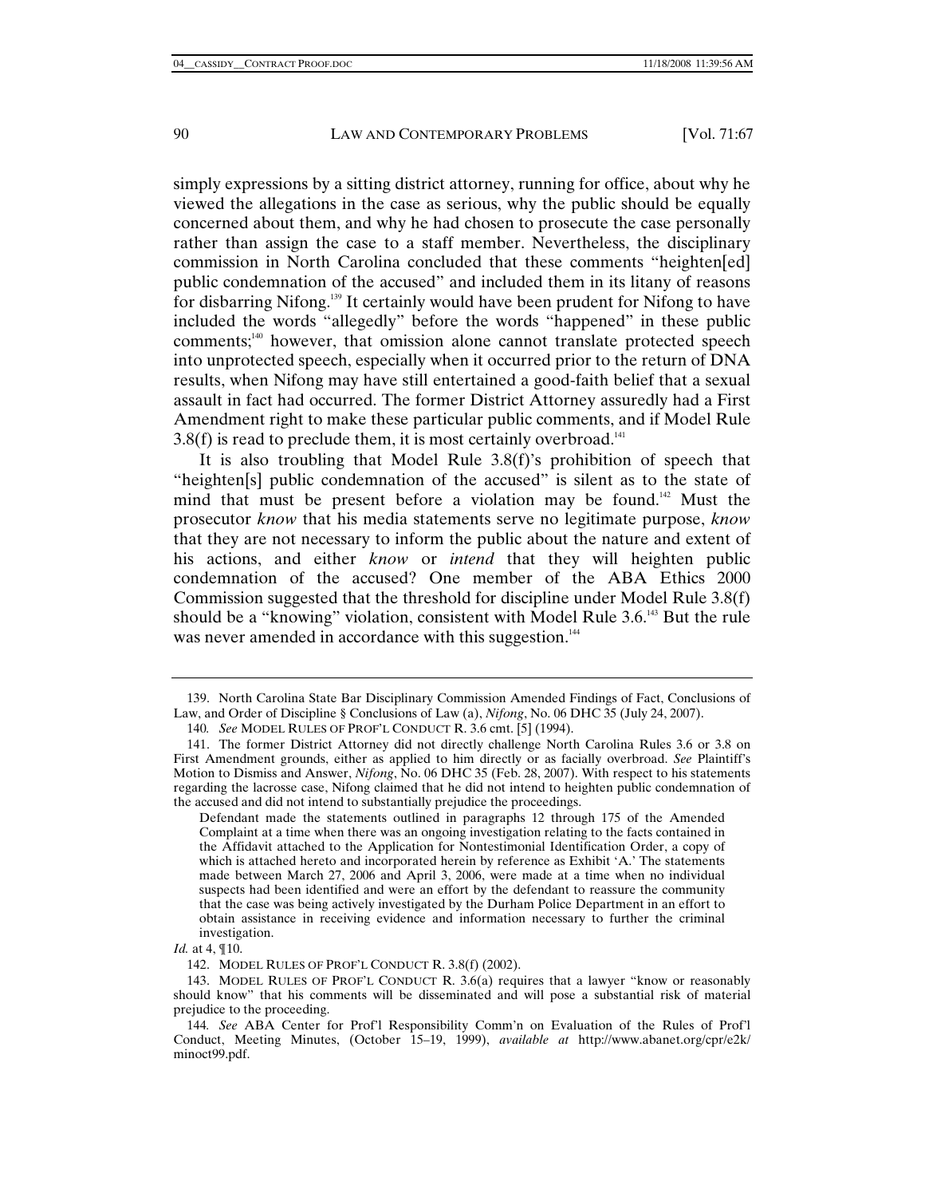simply expressions by a sitting district attorney, running for office, about why he viewed the allegations in the case as serious, why the public should be equally concerned about them, and why he had chosen to prosecute the case personally rather than assign the case to a staff member. Nevertheless, the disciplinary commission in North Carolina concluded that these comments "heighten[ed] public condemnation of the accused" and included them in its litany of reasons for disbarring Nifong.[139] It certainly would have been prudent for Nifong to have included the words "allegedly" before the words "happened" in these public comments;[140] however, that omission alone cannot translate protected speech into unprotected speech, especially when it occurred prior to the return of DNA results, when Nifong may have still entertained a good-faith belief that a sexual assault in fact had occurred. The former District Attorney assuredly had a First Amendment right to make these particular public comments, and if Model Rule 3.8(f) is read to preclude them, it is most certainly overbroad.[141]

It is also troubling that Model Rule 3.8(f)'s prohibition of speech that "heighten[s] public condemnation of the accused" is silent as to the state of mind that must be present before a violation may be found.[142] Must the prosecutor *know* that his media statements serve no legitimate purpose, *know* that they are not necessary to inform the public about the nature and extent of his actions, and either *know* or *intend* that they will heighten public condemnation of the accused? One member of the ABA Ethics 2000 Commission suggested that the threshold for discipline under Model Rule 3.8(f) should be a "knowing" violation, consistent with Model Rule 3.6.[143] But the rule was never amended in accordance with this suggestion.[144]

---

139. North Carolina State Bar Disciplinary Commission Amended Findings of Fact, Conclusions of Law, and Order of Discipline § Conclusions of Law (a), *Nifong*, No. 06 DHC 35 (July 24, 2007).

140. *See* MODEL RULES OF PROF'L CONDUCT R. 3.6 cmt. [5] (1994).

141. The former District Attorney did not directly challenge North Carolina Rules 3.6 or 3.8 on First Amendment grounds, either as applied to him directly or as facially overbroad. *See* Plaintiff's Motion to Dismiss and Answer, *Nifong*, No. 06 DHC 35 (Feb. 28, 2007). With respect to his statements regarding the lacrosse case, Nifong claimed that he did not intend to heighten public condemnation of the accused and did not intend to substantially prejudice the proceedings.

> Defendant made the statements outlined in paragraphs 12 through 175 of the Amended Complaint at a time when there was an ongoing investigation relating to the facts contained in the Affidavit attached to the Application for Nontestimonial Identification Order, a copy of which is attached hereto and incorporated herein by reference as Exhibit 'A.' The statements made between March 27, 2006 and April 3, 2006, were made at a time when no individual suspects had been identified and were an effort by the defendant to reassure the community that the case was being actively investigated by the Durham Police Department in an effort to obtain assistance in receiving evidence and information necessary to further the criminal investigation.

*Id.* at 4, ¶10.

142. MODEL RULES OF PROF'L CONDUCT R. 3.8(f) (2002).

143. MODEL RULES OF PROF'L CONDUCT R. 3.6(a) requires that a lawyer "know or reasonably should know" that his comments will be disseminated and will pose a substantial risk of material prejudice to the proceeding.

144. *See* ABA Center for Prof'l Responsibility Comm'n on Evaluation of the Rules of Prof'l Conduct, Meeting Minutes, (October 15–19, 1999), *available at* http://www.abanet.org/cpr/e2k/minoct99.pdf.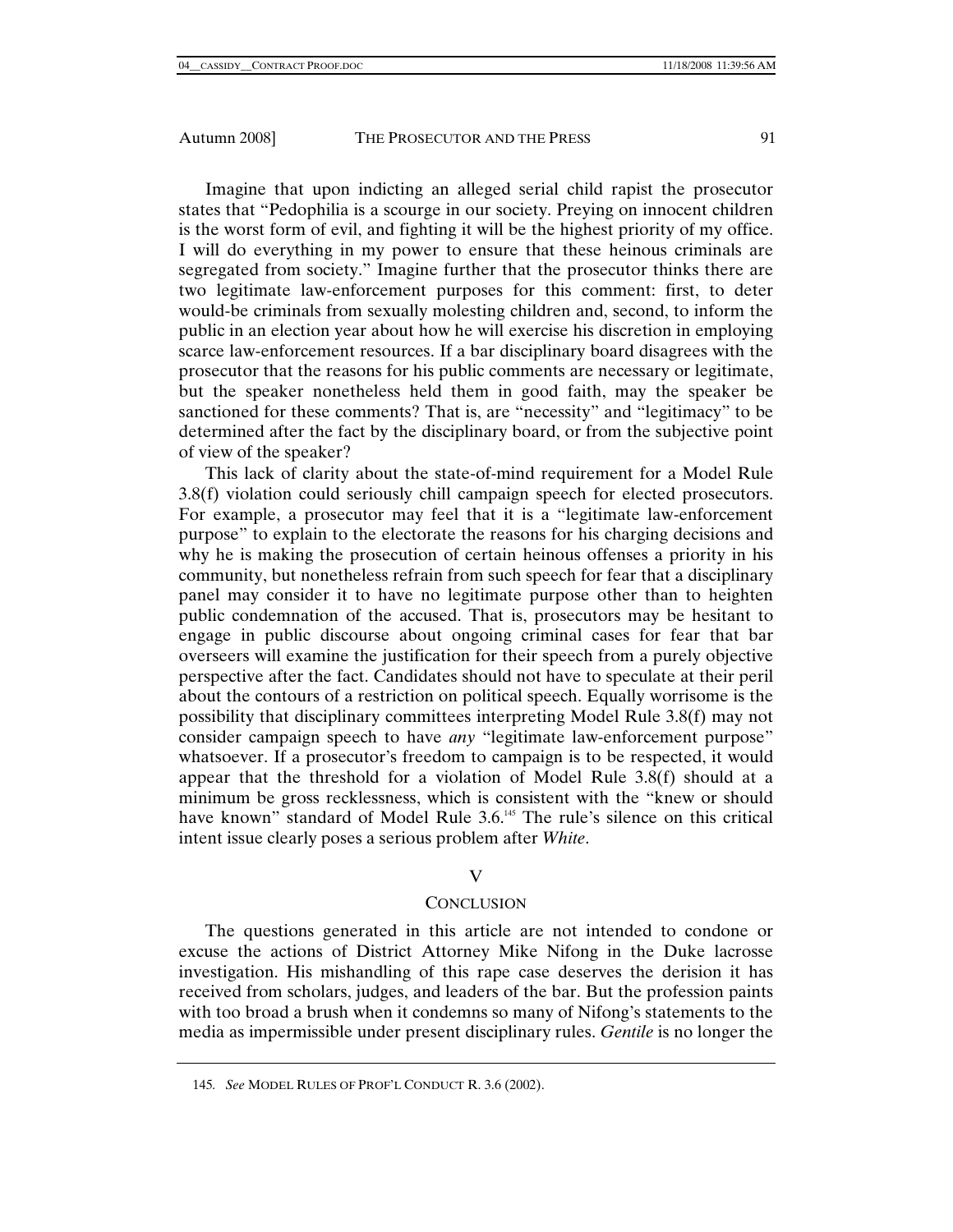Imagine that upon indicting an alleged serial child rapist the prosecutor states that "Pedophilia is a scourge in our society. Preying on innocent children is the worst form of evil, and fighting it will be the highest priority of my office. I will do everything in my power to ensure that these heinous criminals are segregated from society." Imagine further that the prosecutor thinks there are two legitimate law-enforcement purposes for this comment: first, to deter would-be criminals from sexually molesting children and, second, to inform the public in an election year about how he will exercise his discretion in employing scarce law-enforcement resources. If a bar disciplinary board disagrees with the prosecutor that the reasons for his public comments are necessary or legitimate, but the speaker nonetheless held them in good faith, may the speaker be sanctioned for these comments? That is, are "necessity" and "legitimacy" to be determined after the fact by the disciplinary board, or from the subjective point of view of the speaker?

This lack of clarity about the state-of-mind requirement for a Model Rule 3.8(f) violation could seriously chill campaign speech for elected prosecutors. For example, a prosecutor may feel that it is a "legitimate law-enforcement purpose" to explain to the electorate the reasons for his charging decisions and why he is making the prosecution of certain heinous offenses a priority in his community, but nonetheless refrain from such speech for fear that a disciplinary panel may consider it to have no legitimate purpose other than to heighten public condemnation of the accused. That is, prosecutors may be hesitant to engage in public discourse about ongoing criminal cases for fear that bar overseers will examine the justification for their speech from a purely objective perspective after the fact. Candidates should not have to speculate at their peril about the contours of a restriction on political speech. Equally worrisome is the possibility that disciplinary committees interpreting Model Rule 3.8(f) may not consider campaign speech to have *any* "legitimate law-enforcement purpose" whatsoever. If a prosecutor's freedom to campaign is to be respected, it would appear that the threshold for a violation of Model Rule 3.8(f) should at a minimum be gross recklessness, which is consistent with the "knew or should have known" standard of Model Rule 3.6.[145] The rule's silence on this critical intent issue clearly poses a serious problem after *White*.

## V

## CONCLUSION

The questions generated in this article are not intended to condone or excuse the actions of District Attorney Mike Nifong in the Duke lacrosse investigation. His mishandling of this rape case deserves the derision it has received from scholars, judges, and leaders of the bar. But the profession paints with too broad a brush when it condemns so many of Nifong's statements to the media as impermissible under present disciplinary rules. *Gentile* is no longer the

145. *See* MODEL RULES OF PROF'L CONDUCT R. 3.6 (2002).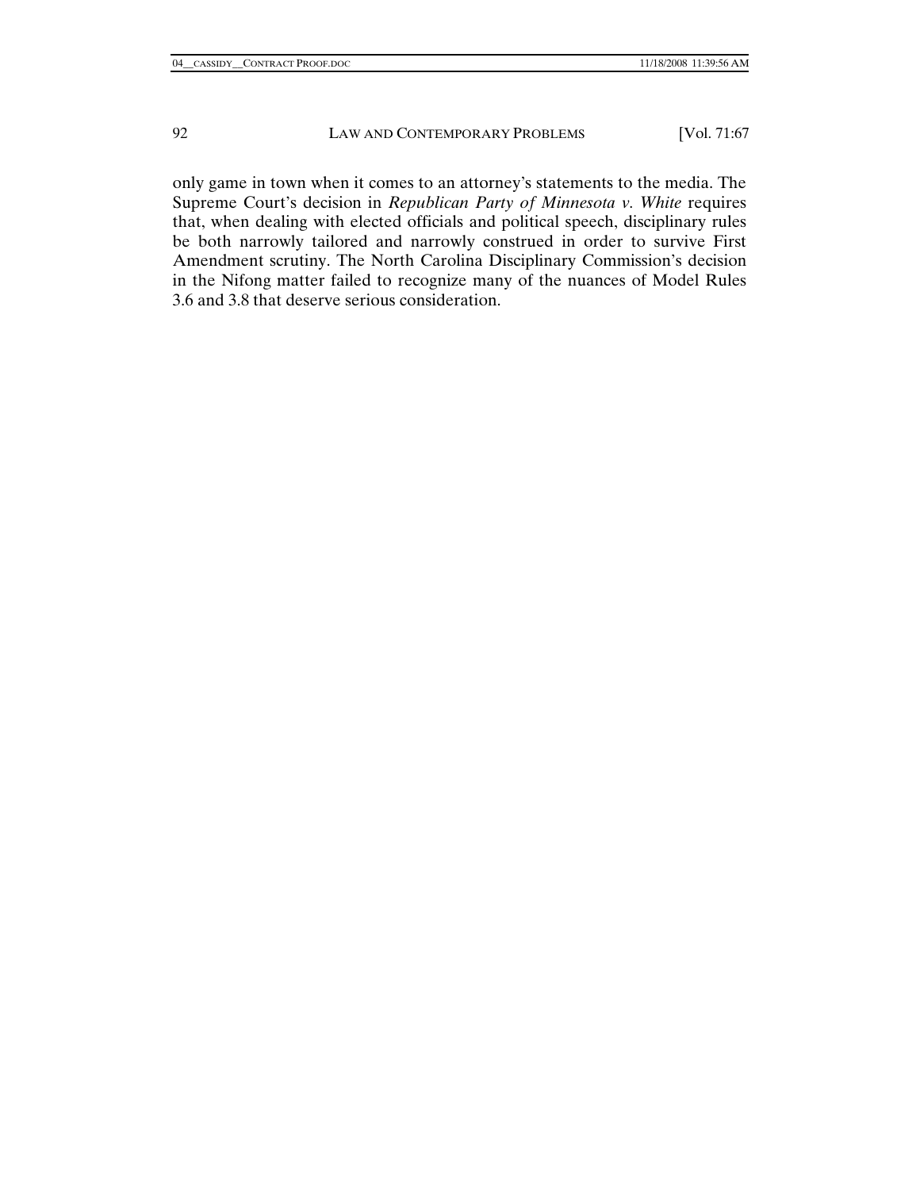only game in town when it comes to an attorney's statements to the media. The Supreme Court's decision in *Republican Party of Minnesota v. White* requires that, when dealing with elected officials and political speech, disciplinary rules be both narrowly tailored and narrowly construed in order to survive First Amendment scrutiny. The North Carolina Disciplinary Commission's decision in the Nifong matter failed to recognize many of the nuances of Model Rules 3.6 and 3.8 that deserve serious consideration.